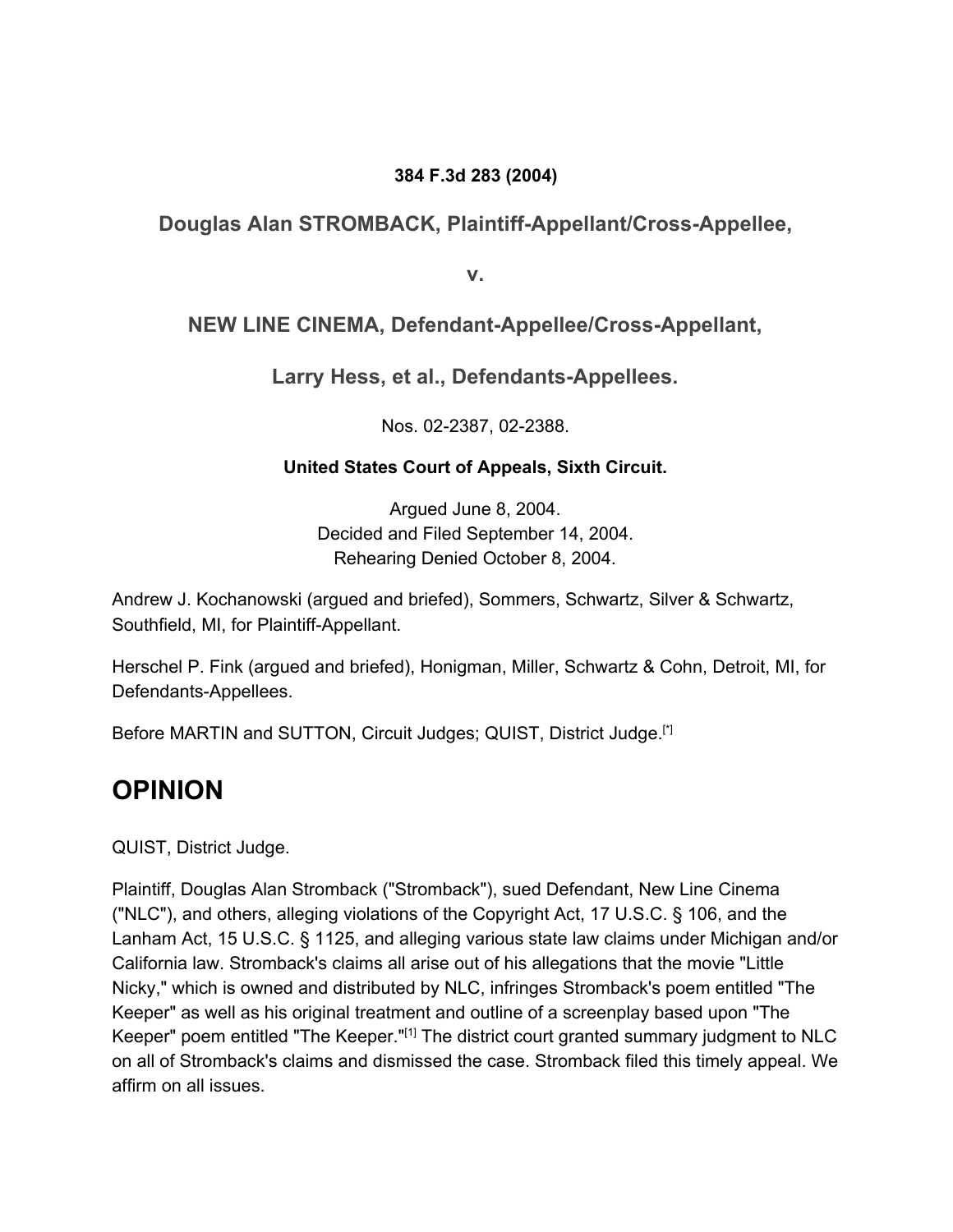**384 F.3d 283 (2004)**

## Douglas Alan STROMBACK, Plaintiff-Appellant/Cross-Appellee,

## v.

## NEW LINE CINEMA, Defendant-Appellee/Cross-Appellant,

## Larry Hess, et al., Defendants-Appellees.

Nos. 02-2387, 02-2388.

**United States Court of Appeals, Sixth Circuit.**

Argued June 8, 2004.
Decided and Filed September 14, 2004.
Rehearing Denied October 8, 2004.

Andrew J. Kochanowski (argued and briefed), Sommers, Schwartz, Silver & Schwartz, Southfield, MI, for Plaintiff-Appellant.

Herschel P. Fink (argued and briefed), Honigman, Miller, Schwartz & Cohn, Detroit, MI, for Defendants-Appellees.

Before MARTIN and SUTTON, Circuit Judges; QUIST, District Judge.[*]

# OPINION

QUIST, District Judge.

Plaintiff, Douglas Alan Stromback ("Stromback"), sued Defendant, New Line Cinema ("NLC"), and others, alleging violations of the Copyright Act, 17 U.S.C. § 106, and the Lanham Act, 15 U.S.C. § 1125, and alleging various state law claims under Michigan and/or California law. Stromback's claims all arise out of his allegations that the movie "Little Nicky," which is owned and distributed by NLC, infringes Stromback's poem entitled "The Keeper" as well as his original treatment and outline of a screenplay based upon "The Keeper" poem entitled "The Keeper."[1] The district court granted summary judgment to NLC on all of Stromback's claims and dismissed the case. Stromback filed this timely appeal. We affirm on all issues.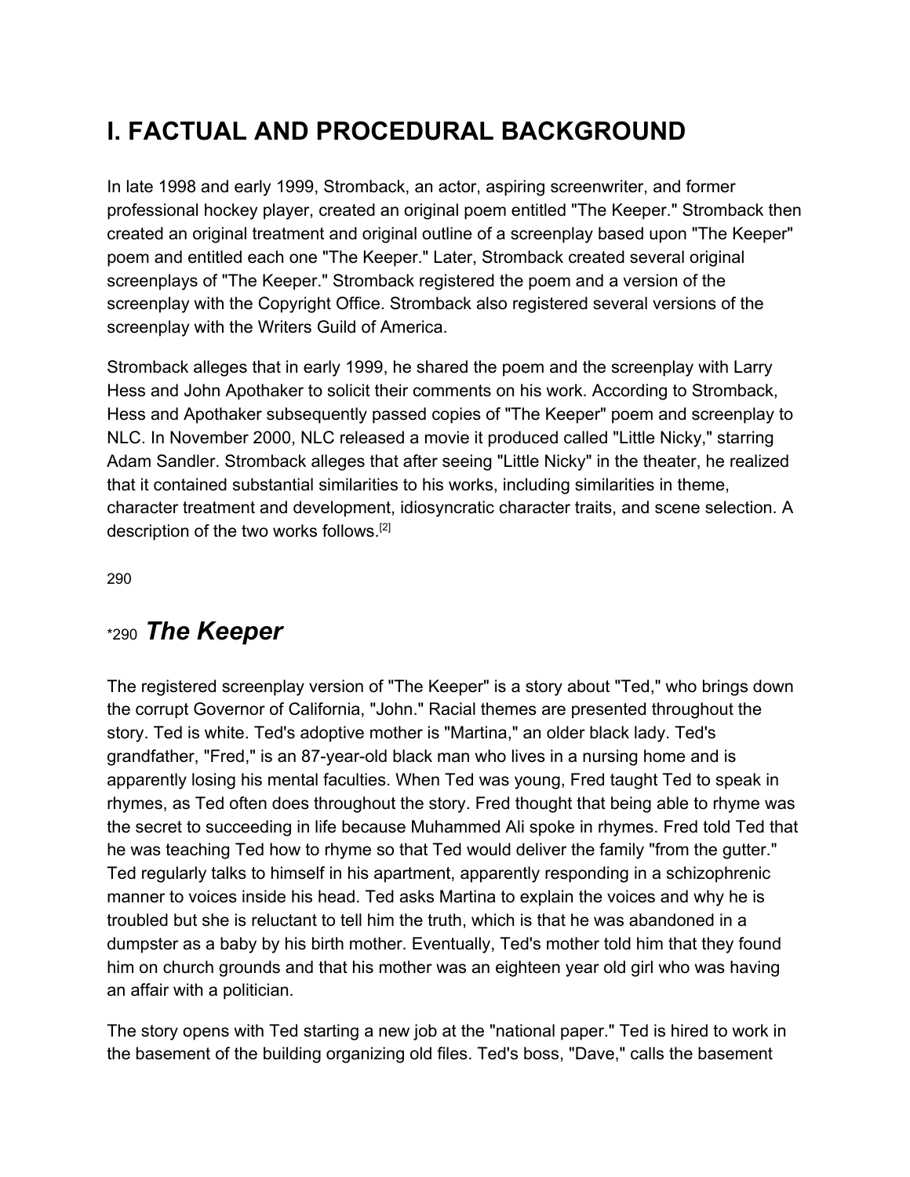# I. FACTUAL AND PROCEDURAL BACKGROUND

In late 1998 and early 1999, Stromback, an actor, aspiring screenwriter, and former professional hockey player, created an original poem entitled "The Keeper." Stromback then created an original treatment and original outline of a screenplay based upon "The Keeper" poem and entitled each one "The Keeper." Later, Stromback created several original screenplays of "The Keeper." Stromback registered the poem and a version of the screenplay with the Copyright Office. Stromback also registered several versions of the screenplay with the Writers Guild of America.

Stromback alleges that in early 1999, he shared the poem and the screenplay with Larry Hess and John Apothaker to solicit their comments on his work. According to Stromback, Hess and Apothaker subsequently passed copies of "The Keeper" poem and screenplay to NLC. In November 2000, NLC released a movie it produced called "Little Nicky," starring Adam Sandler. Stromback alleges that after seeing "Little Nicky" in the theater, he realized that it contained substantial similarities to his works, including similarities in theme, character treatment and development, idiosyncratic character traits, and scene selection. A description of the two works follows.[2]

## *290 *The Keeper*

The registered screenplay version of "The Keeper" is a story about "Ted," who brings down the corrupt Governor of California, "John." Racial themes are presented throughout the story. Ted is white. Ted's adoptive mother is "Martina," an older black lady. Ted's grandfather, "Fred," is an 87-year-old black man who lives in a nursing home and is apparently losing his mental faculties. When Ted was young, Fred taught Ted to speak in rhymes, as Ted often does throughout the story. Fred thought that being able to rhyme was the secret to succeeding in life because Muhammed Ali spoke in rhymes. Fred told Ted that he was teaching Ted how to rhyme so that Ted would deliver the family "from the gutter." Ted regularly talks to himself in his apartment, apparently responding in a schizophrenic manner to voices inside his head. Ted asks Martina to explain the voices and why he is troubled but she is reluctant to tell him the truth, which is that he was abandoned in a dumpster as a baby by his birth mother. Eventually, Ted's mother told him that they found him on church grounds and that his mother was an eighteen year old girl who was having an affair with a politician.

The story opens with Ted starting a new job at the "national paper." Ted is hired to work in the basement of the building organizing old files. Ted's boss, "Dave," calls the basement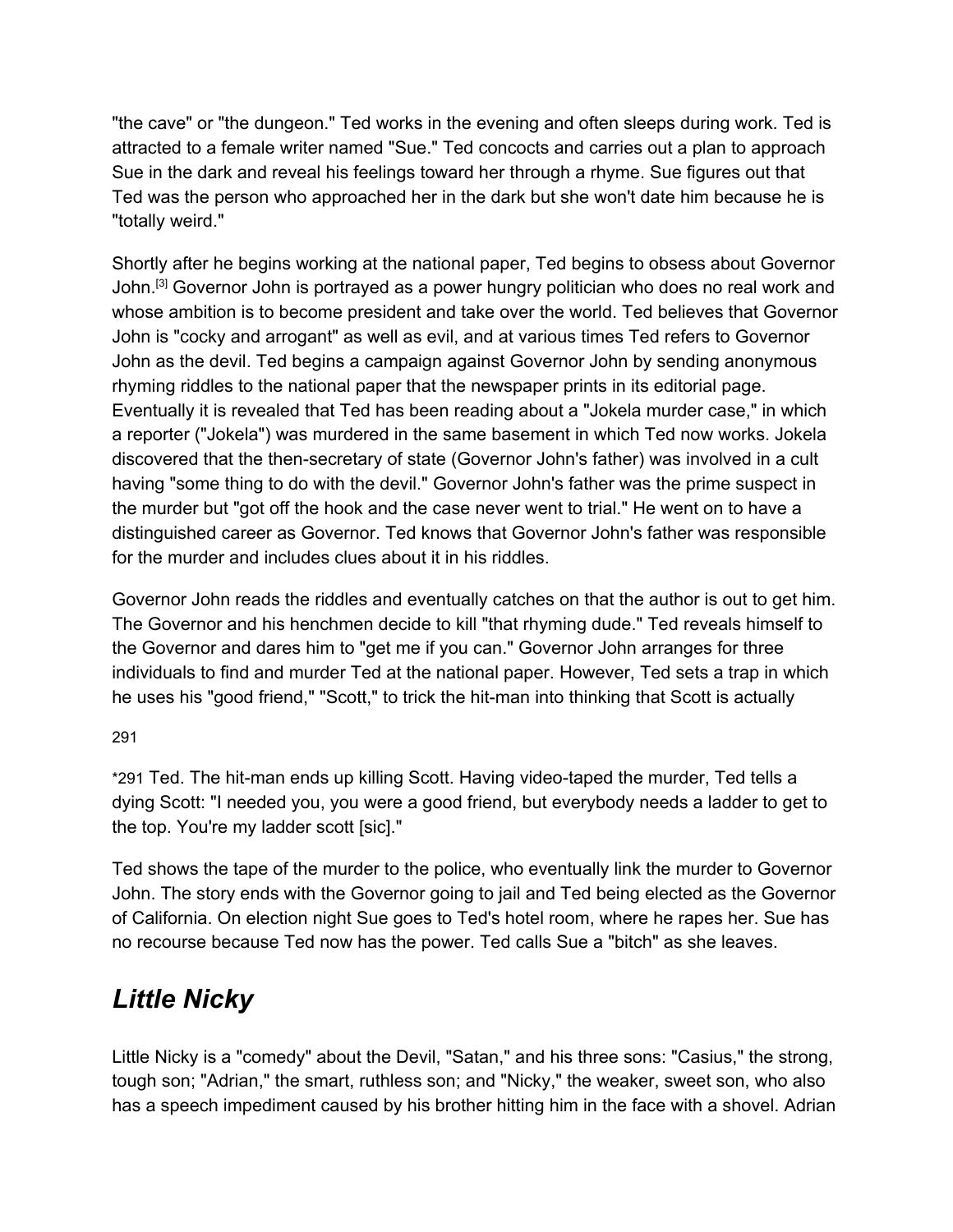"the cave" or "the dungeon." Ted works in the evening and often sleeps during work. Ted is attracted to a female writer named "Sue." Ted concocts and carries out a plan to approach Sue in the dark and reveal his feelings toward her through a rhyme. Sue figures out that Ted was the person who approached her in the dark but she won't date him because he is "totally weird."

Shortly after he begins working at the national paper, Ted begins to obsess about Governor John.[3] Governor John is portrayed as a power hungry politician who does no real work and whose ambition is to become president and take over the world. Ted believes that Governor John is "cocky and arrogant" as well as evil, and at various times Ted refers to Governor John as the devil. Ted begins a campaign against Governor John by sending anonymous rhyming riddles to the national paper that the newspaper prints in its editorial page. Eventually it is revealed that Ted has been reading about a "Jokela murder case," in which a reporter ("Jokela") was murdered in the same basement in which Ted now works. Jokela discovered that the then-secretary of state (Governor John's father) was involved in a cult having "some thing to do with the devil." Governor John's father was the prime suspect in the murder but "got off the hook and the case never went to trial." He went on to have a distinguished career as Governor. Ted knows that Governor John's father was responsible for the murder and includes clues about it in his riddles.

Governor John reads the riddles and eventually catches on that the author is out to get him. The Governor and his henchmen decide to kill "that rhyming dude." Ted reveals himself to the Governor and dares him to "get me if you can." Governor John arranges for three individuals to find and murder Ted at the national paper. However, Ted sets a trap in which he uses his "good friend," "Scott," to trick the hit-man into thinking that Scott is actually

291

*291 Ted. The hit-man ends up killing Scott. Having video-taped the murder, Ted tells a dying Scott: "I needed you, you were a good friend, but everybody needs a ladder to get to the top. You're my ladder scott [sic]."

Ted shows the tape of the murder to the police, who eventually link the murder to Governor John. The story ends with the Governor going to jail and Ted being elected as the Governor of California. On election night Sue goes to Ted's hotel room, where he rapes her. Sue has no recourse because Ted now has the power. Ted calls Sue a "bitch" as she leaves.

## *Little Nicky*

Little Nicky is a "comedy" about the Devil, "Satan," and his three sons: "Casius," the strong, tough son; "Adrian," the smart, ruthless son; and "Nicky," the weaker, sweet son, who also has a speech impediment caused by his brother hitting him in the face with a shovel. Adrian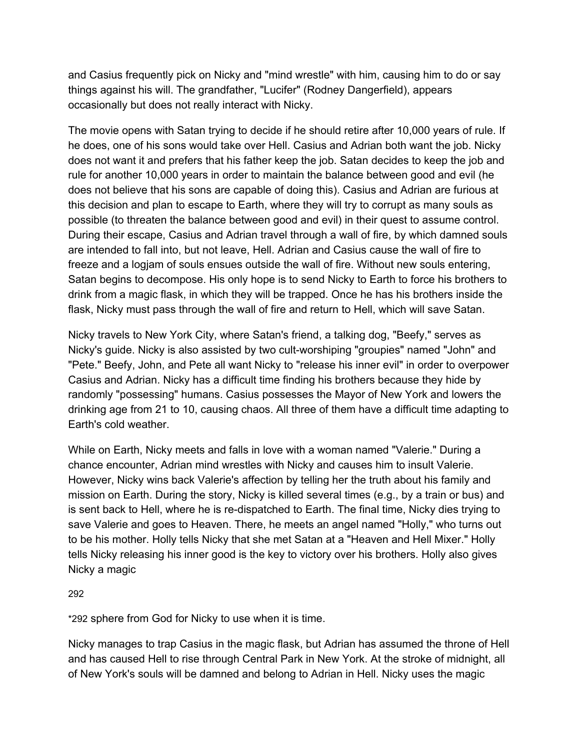and Casius frequently pick on Nicky and "mind wrestle" with him, causing him to do or say things against his will. The grandfather, "Lucifer" (Rodney Dangerfield), appears occasionally but does not really interact with Nicky.

The movie opens with Satan trying to decide if he should retire after 10,000 years of rule. If he does, one of his sons would take over Hell. Casius and Adrian both want the job. Nicky does not want it and prefers that his father keep the job. Satan decides to keep the job and rule for another 10,000 years in order to maintain the balance between good and evil (he does not believe that his sons are capable of doing this). Casius and Adrian are furious at this decision and plan to escape to Earth, where they will try to corrupt as many souls as possible (to threaten the balance between good and evil) in their quest to assume control. During their escape, Casius and Adrian travel through a wall of fire, by which damned souls are intended to fall into, but not leave, Hell. Adrian and Casius cause the wall of fire to freeze and a logjam of souls ensues outside the wall of fire. Without new souls entering, Satan begins to decompose. His only hope is to send Nicky to Earth to force his brothers to drink from a magic flask, in which they will be trapped. Once he has his brothers inside the flask, Nicky must pass through the wall of fire and return to Hell, which will save Satan.

Nicky travels to New York City, where Satan's friend, a talking dog, "Beefy," serves as Nicky's guide. Nicky is also assisted by two cult-worshiping "groupies" named "John" and "Pete." Beefy, John, and Pete all want Nicky to "release his inner evil" in order to overpower Casius and Adrian. Nicky has a difficult time finding his brothers because they hide by randomly "possessing" humans. Casius possesses the Mayor of New York and lowers the drinking age from 21 to 10, causing chaos. All three of them have a difficult time adapting to Earth's cold weather.

While on Earth, Nicky meets and falls in love with a woman named "Valerie." During a chance encounter, Adrian mind wrestles with Nicky and causes him to insult Valerie. However, Nicky wins back Valerie's affection by telling her the truth about his family and mission on Earth. During the story, Nicky is killed several times (e.g., by a train or bus) and is sent back to Hell, where he is re-dispatched to Earth. The final time, Nicky dies trying to save Valerie and goes to Heaven. There, he meets an angel named "Holly," who turns out to be his mother. Holly tells Nicky that she met Satan at a "Heaven and Hell Mixer." Holly tells Nicky releasing his inner good is the key to victory over his brothers. Holly also gives Nicky a magic *292 sphere from God for Nicky to use when it is time.

Nicky manages to trap Casius in the magic flask, but Adrian has assumed the throne of Hell and has caused Hell to rise through Central Park in New York. At the stroke of midnight, all of New York's souls will be damned and belong to Adrian in Hell. Nicky uses the magic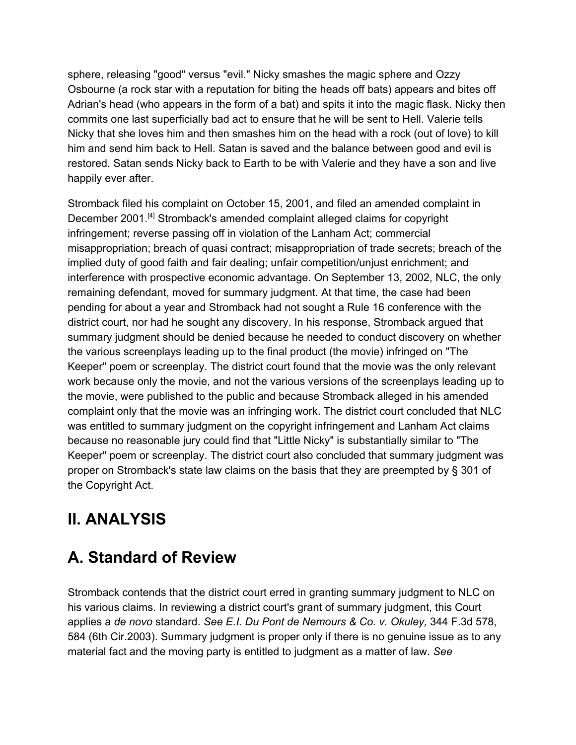sphere, releasing "good" versus "evil." Nicky smashes the magic sphere and Ozzy Osbourne (a rock star with a reputation for biting the heads off bats) appears and bites off Adrian's head (who appears in the form of a bat) and spits it into the magic flask. Nicky then commits one last superficially bad act to ensure that he will be sent to Hell. Valerie tells Nicky that she loves him and then smashes him on the head with a rock (out of love) to kill him and send him back to Hell. Satan is saved and the balance between good and evil is restored. Satan sends Nicky back to Earth to be with Valerie and they have a son and live happily ever after.

Stromback filed his complaint on October 15, 2001, and filed an amended complaint in December 2001.[4] Stromback's amended complaint alleged claims for copyright infringement; reverse passing off in violation of the Lanham Act; commercial misappropriation; breach of quasi contract; misappropriation of trade secrets; breach of the implied duty of good faith and fair dealing; unfair competition/unjust enrichment; and interference with prospective economic advantage. On September 13, 2002, NLC, the only remaining defendant, moved for summary judgment. At that time, the case had been pending for about a year and Stromback had not sought a Rule 16 conference with the district court, nor had he sought any discovery. In his response, Stromback argued that summary judgment should be denied because he needed to conduct discovery on whether the various screenplays leading up to the final product (the movie) infringed on "The Keeper" poem or screenplay. The district court found that the movie was the only relevant work because only the movie, and not the various versions of the screenplays leading up to the movie, were published to the public and because Stromback alleged in his amended complaint only that the movie was an infringing work. The district court concluded that NLC was entitled to summary judgment on the copyright infringement and Lanham Act claims because no reasonable jury could find that "Little Nicky" is substantially similar to "The Keeper" poem or screenplay. The district court also concluded that summary judgment was proper on Stromback's state law claims on the basis that they are preempted by § 301 of the Copyright Act.

## II. ANALYSIS

## A. Standard of Review

Stromback contends that the district court erred in granting summary judgment to NLC on his various claims. In reviewing a district court's grant of summary judgment, this Court applies a *de novo* standard. *See E.I. Du Pont de Nemours & Co. v. Okuley,* 344 F.3d 578, 584 (6th Cir.2003). Summary judgment is proper only if there is no genuine issue as to any material fact and the moving party is entitled to judgment as a matter of law. *See*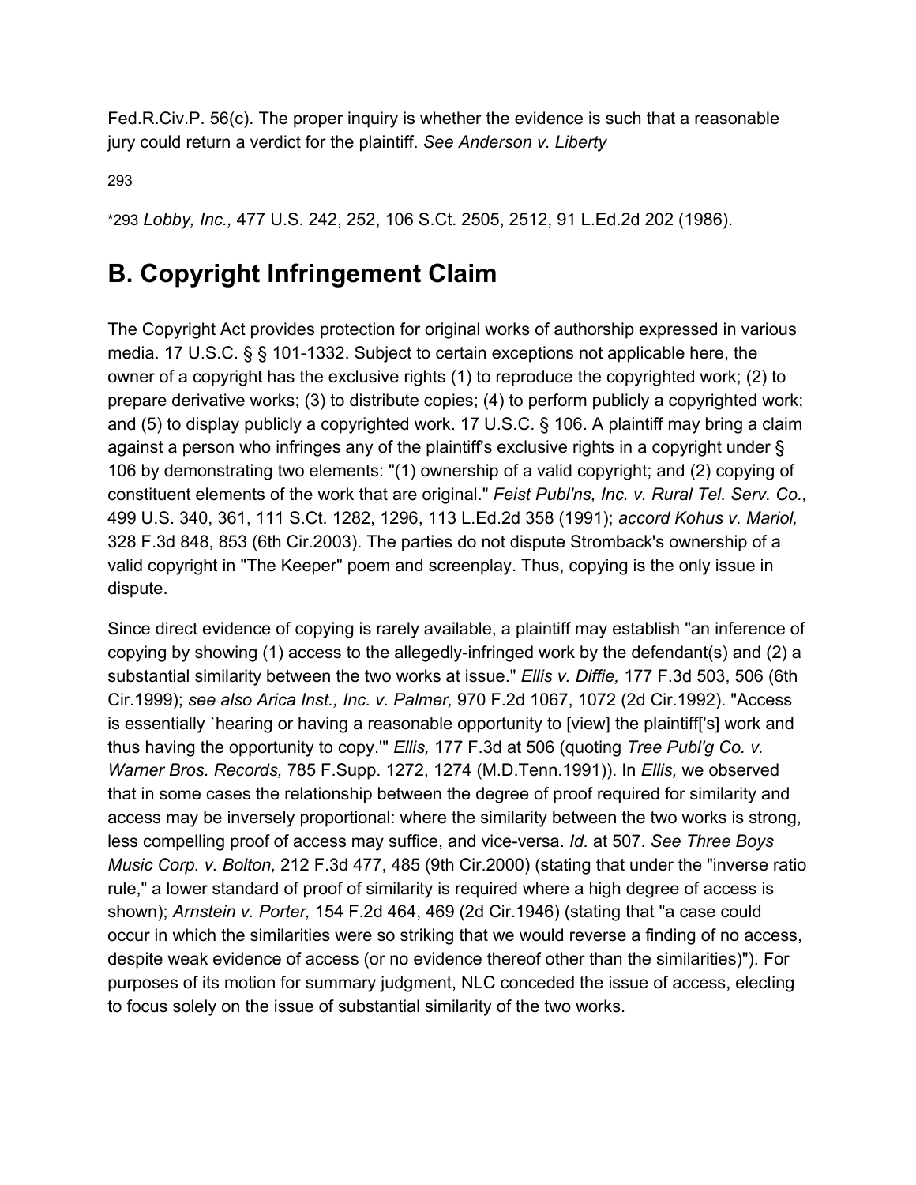Fed.R.Civ.P. 56(c). The proper inquiry is whether the evidence is such that a reasonable jury could return a verdict for the plaintiff. *See Anderson v. Liberty* *293 *Lobby, Inc.,* 477 U.S. 242, 252, 106 S.Ct. 2505, 2512, 91 L.Ed.2d 202 (1986).

## B. Copyright Infringement Claim

The Copyright Act provides protection for original works of authorship expressed in various media. 17 U.S.C. § § 101-1332. Subject to certain exceptions not applicable here, the owner of a copyright has the exclusive rights (1) to reproduce the copyrighted work; (2) to prepare derivative works; (3) to distribute copies; (4) to perform publicly a copyrighted work; and (5) to display publicly a copyrighted work. 17 U.S.C. § 106. A plaintiff may bring a claim against a person who infringes any of the plaintiff's exclusive rights in a copyright under § 106 by demonstrating two elements: "(1) ownership of a valid copyright; and (2) copying of constituent elements of the work that are original." *Feist Publ'ns, Inc. v. Rural Tel. Serv. Co.,* 499 U.S. 340, 361, 111 S.Ct. 1282, 1296, 113 L.Ed.2d 358 (1991); *accord Kohus v. Mariol,* 328 F.3d 848, 853 (6th Cir.2003). The parties do not dispute Stromback's ownership of a valid copyright in "The Keeper" poem and screenplay. Thus, copying is the only issue in dispute.

Since direct evidence of copying is rarely available, a plaintiff may establish "an inference of copying by showing (1) access to the allegedly-infringed work by the defendant(s) and (2) a substantial similarity between the two works at issue." *Ellis v. Diffie,* 177 F.3d 503, 506 (6th Cir.1999); *see also Arica Inst., Inc. v. Palmer,* 970 F.2d 1067, 1072 (2d Cir.1992). "Access is essentially `hearing or having a reasonable opportunity to [view] the plaintiff['s] work and thus having the opportunity to copy.'" *Ellis,* 177 F.3d at 506 (quoting *Tree Publ'g Co. v. Warner Bros. Records,* 785 F.Supp. 1272, 1274 (M.D.Tenn.1991)). In *Ellis,* we observed that in some cases the relationship between the degree of proof required for similarity and access may be inversely proportional: where the similarity between the two works is strong, less compelling proof of access may suffice, and vice-versa. *Id.* at 507. *See Three Boys Music Corp. v. Bolton,* 212 F.3d 477, 485 (9th Cir.2000) (stating that under the "inverse ratio rule," a lower standard of proof of similarity is required where a high degree of access is shown); *Arnstein v. Porter,* 154 F.2d 464, 469 (2d Cir.1946) (stating that "a case could occur in which the similarities were so striking that we would reverse a finding of no access, despite weak evidence of access (or no evidence thereof other than the similarities)"). For purposes of its motion for summary judgment, NLC conceded the issue of access, electing to focus solely on the issue of substantial similarity of the two works.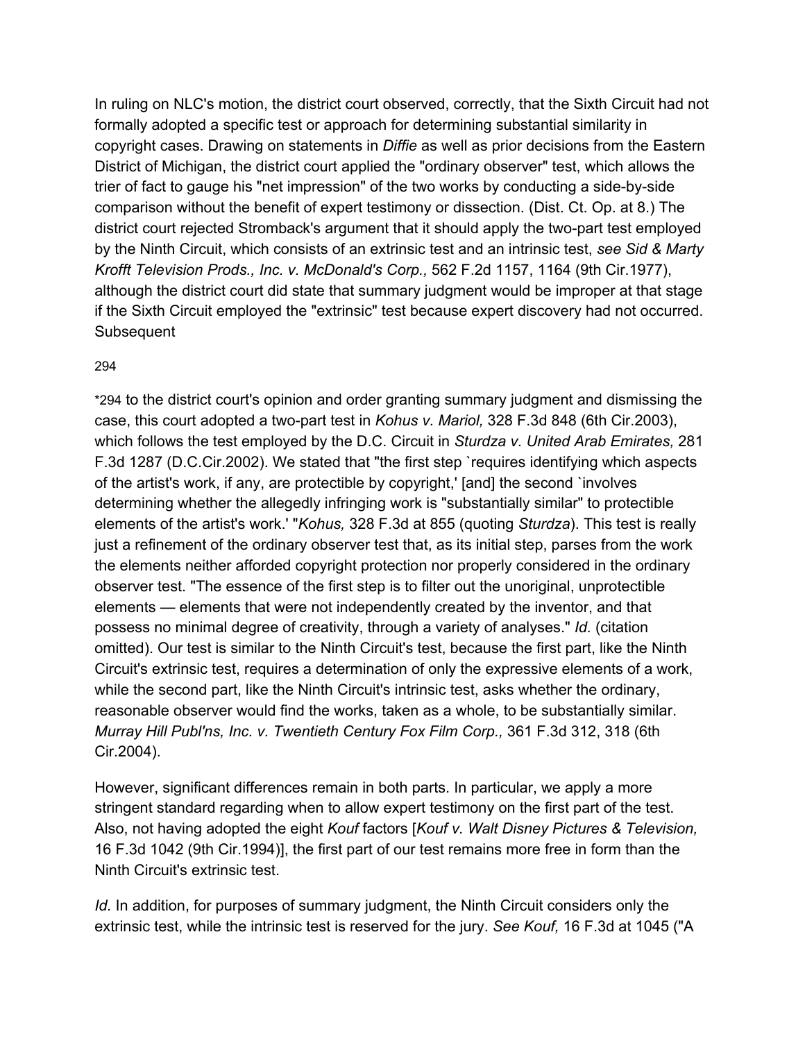In ruling on NLC's motion, the district court observed, correctly, that the Sixth Circuit had not formally adopted a specific test or approach for determining substantial similarity in copyright cases. Drawing on statements in *Diffie* as well as prior decisions from the Eastern District of Michigan, the district court applied the "ordinary observer" test, which allows the trier of fact to gauge his "net impression" of the two works by conducting a side-by-side comparison without the benefit of expert testimony or dissection. (Dist. Ct. Op. at 8.) The district court rejected Stromback's argument that it should apply the two-part test employed by the Ninth Circuit, which consists of an extrinsic test and an intrinsic test, *see Sid & Marty Krofft Television Prods., Inc. v. McDonald's Corp.,* 562 F.2d 1157, 1164 (9th Cir.1977), although the district court did state that summary judgment would be improper at that stage if the Sixth Circuit employed the "extrinsic" test because expert discovery had not occurred. Subsequent

294

*294 to the district court's opinion and order granting summary judgment and dismissing the case, this court adopted a two-part test in *Kohus v. Mariol,* 328 F.3d 848 (6th Cir.2003), which follows the test employed by the D.C. Circuit in *Sturdza v. United Arab Emirates,* 281 F.3d 1287 (D.C.Cir.2002). We stated that "the first step `requires identifying which aspects of the artist's work, if any, are protectible by copyright,' [and] the second `involves determining whether the allegedly infringing work is "substantially similar" to protectible elements of the artist's work.' "*Kohus,* 328 F.3d at 855 (quoting *Sturdza*). This test is really just a refinement of the ordinary observer test that, as its initial step, parses from the work the elements neither afforded copyright protection nor properly considered in the ordinary observer test. "The essence of the first step is to filter out the unoriginal, unprotectible elements — elements that were not independently created by the inventor, and that possess no minimal degree of creativity, through a variety of analyses." *Id.* (citation omitted). Our test is similar to the Ninth Circuit's test, because the first part, like the Ninth Circuit's extrinsic test, requires a determination of only the expressive elements of a work, while the second part, like the Ninth Circuit's intrinsic test, asks whether the ordinary, reasonable observer would find the works, taken as a whole, to be substantially similar. *Murray Hill Publ'ns, Inc. v. Twentieth Century Fox Film Corp.,* 361 F.3d 312, 318 (6th Cir.2004).

However, significant differences remain in both parts. In particular, we apply a more stringent standard regarding when to allow expert testimony on the first part of the test. Also, not having adopted the eight *Kouf* factors [*Kouf v. Walt Disney Pictures & Television,* 16 F.3d 1042 (9th Cir.1994)], the first part of our test remains more free in form than the Ninth Circuit's extrinsic test.

*Id.* In addition, for purposes of summary judgment, the Ninth Circuit considers only the extrinsic test, while the intrinsic test is reserved for the jury. *See Kouf,* 16 F.3d at 1045 ("A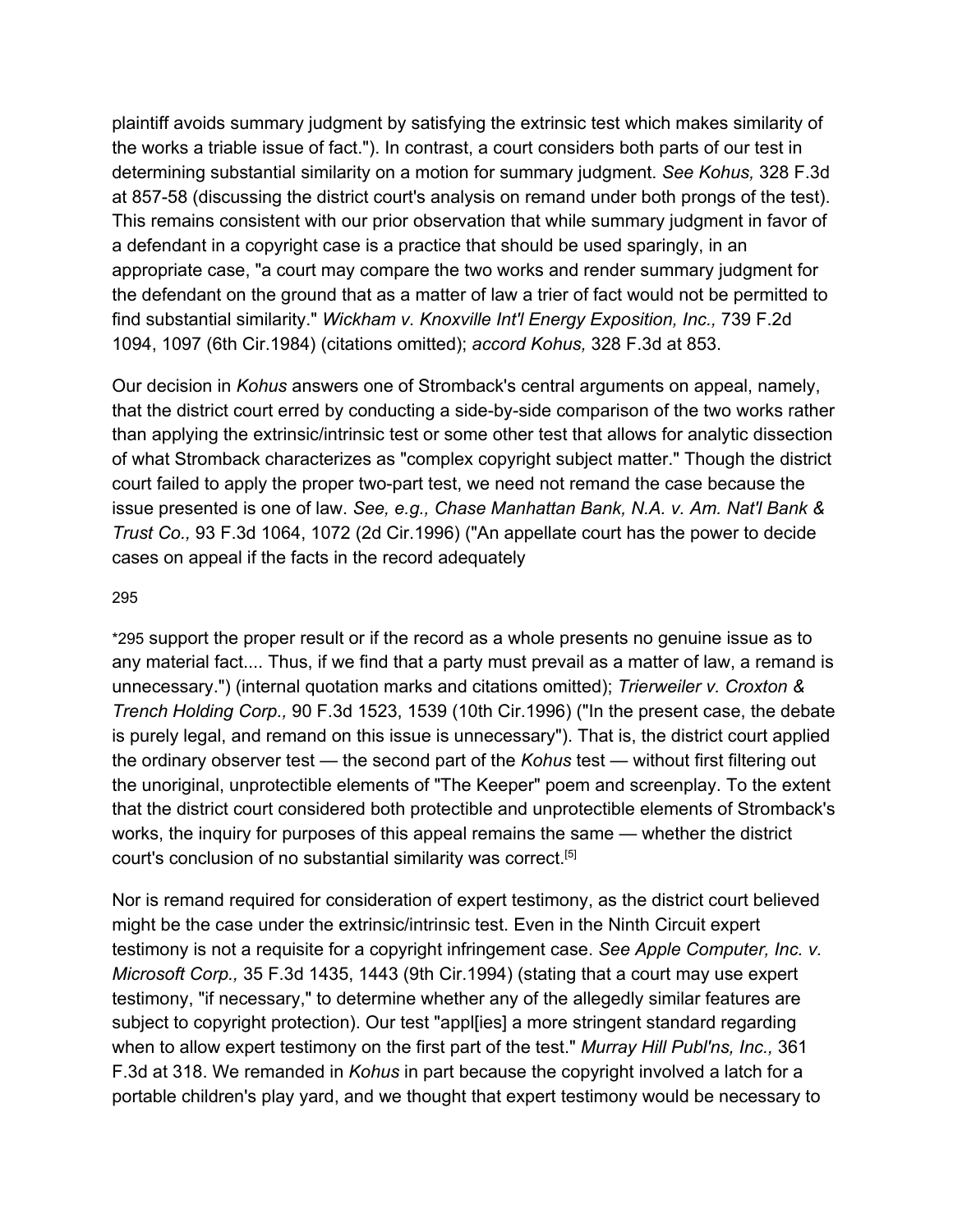plaintiff avoids summary judgment by satisfying the extrinsic test which makes similarity of the works a triable issue of fact."). In contrast, a court considers both parts of our test in determining substantial similarity on a motion for summary judgment. *See Kohus,* 328 F.3d at 857-58 (discussing the district court's analysis on remand under both prongs of the test). This remains consistent with our prior observation that while summary judgment in favor of a defendant in a copyright case is a practice that should be used sparingly, in an appropriate case, "a court may compare the two works and render summary judgment for the defendant on the ground that as a matter of law a trier of fact would not be permitted to find substantial similarity." *Wickham v. Knoxville Int'l Energy Exposition, Inc.,* 739 F.2d 1094, 1097 (6th Cir.1984) (citations omitted); *accord Kohus,* 328 F.3d at 853.

Our decision in *Kohus* answers one of Stromback's central arguments on appeal, namely, that the district court erred by conducting a side-by-side comparison of the two works rather than applying the extrinsic/intrinsic test or some other test that allows for analytic dissection of what Stromback characterizes as "complex copyright subject matter." Though the district court failed to apply the proper two-part test, we need not remand the case because the issue presented is one of law. *See, e.g., Chase Manhattan Bank, N.A. v. Am. Nat'l Bank & Trust Co.,* 93 F.3d 1064, 1072 (2d Cir.1996) ("An appellate court has the power to decide cases on appeal if the facts in the record adequately

295

*295 support the proper result or if the record as a whole presents no genuine issue as to any material fact.... Thus, if we find that a party must prevail as a matter of law, a remand is unnecessary.") (internal quotation marks and citations omitted); *Trierweiler v. Croxton & Trench Holding Corp.,* 90 F.3d 1523, 1539 (10th Cir.1996) ("In the present case, the debate is purely legal, and remand on this issue is unnecessary"). That is, the district court applied the ordinary observer test — the second part of the *Kohus* test — without first filtering out the unoriginal, unprotectible elements of "The Keeper" poem and screenplay. To the extent that the district court considered both protectible and unprotectible elements of Stromback's works, the inquiry for purposes of this appeal remains the same — whether the district court's conclusion of no substantial similarity was correct.[5]

Nor is remand required for consideration of expert testimony, as the district court believed might be the case under the extrinsic/intrinsic test. Even in the Ninth Circuit expert testimony is not a requisite for a copyright infringement case. *See Apple Computer, Inc. v. Microsoft Corp.,* 35 F.3d 1435, 1443 (9th Cir.1994) (stating that a court may use expert testimony, "if necessary," to determine whether any of the allegedly similar features are subject to copyright protection). Our test "appl[ies] a more stringent standard regarding when to allow expert testimony on the first part of the test." *Murray Hill Publ'ns, Inc.,* 361 F.3d at 318. We remanded in *Kohus* in part because the copyright involved a latch for a portable children's play yard, and we thought that expert testimony would be necessary to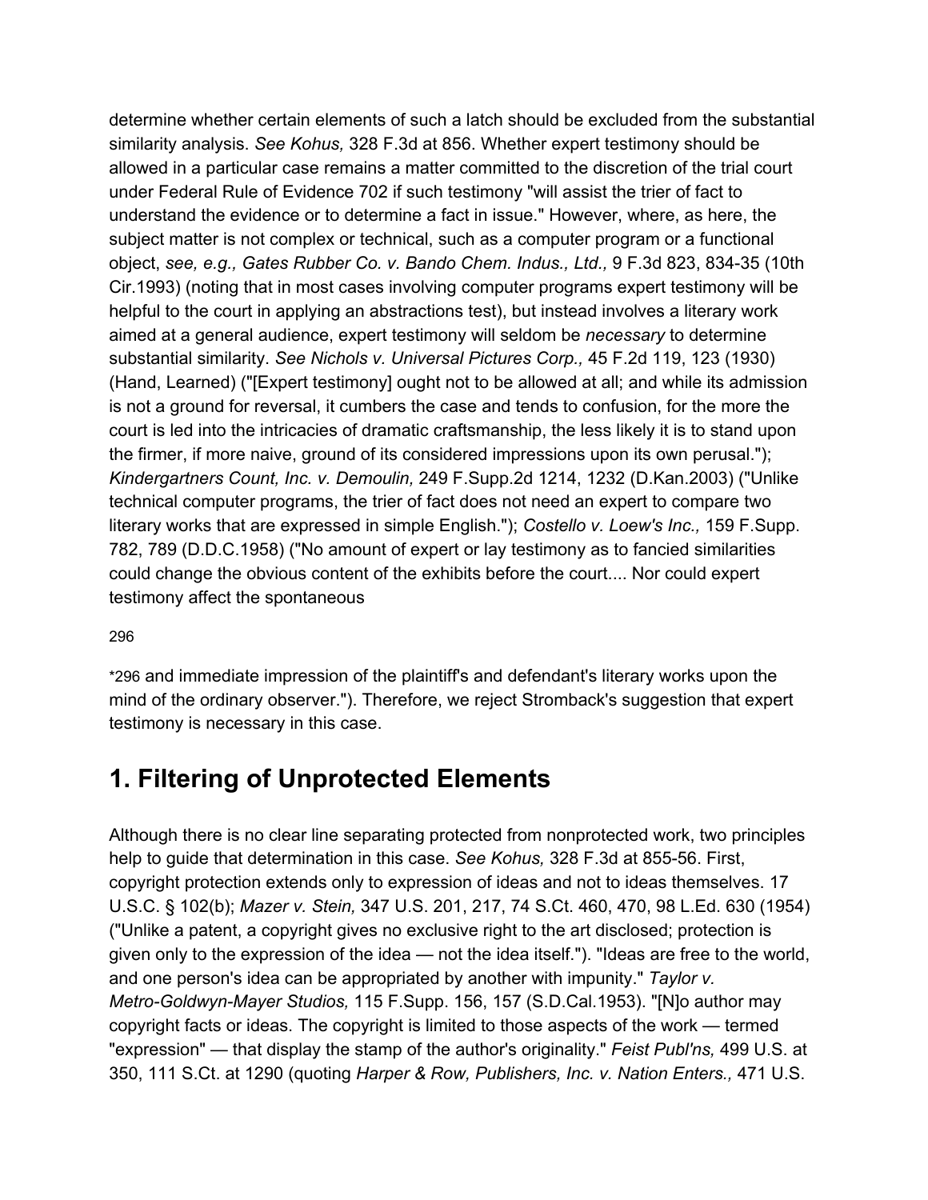determine whether certain elements of such a latch should be excluded from the substantial similarity analysis. *See Kohus,* 328 F.3d at 856. Whether expert testimony should be allowed in a particular case remains a matter committed to the discretion of the trial court under Federal Rule of Evidence 702 if such testimony "will assist the trier of fact to understand the evidence or to determine a fact in issue." However, where, as here, the subject matter is not complex or technical, such as a computer program or a functional object, *see, e.g., Gates Rubber Co. v. Bando Chem. Indus., Ltd.,* 9 F.3d 823, 834-35 (10th Cir.1993) (noting that in most cases involving computer programs expert testimony will be helpful to the court in applying an abstractions test), but instead involves a literary work aimed at a general audience, expert testimony will seldom be *necessary* to determine substantial similarity. *See Nichols v. Universal Pictures Corp.,* 45 F.2d 119, 123 (1930) (Hand, Learned) ("[Expert testimony] ought not to be allowed at all; and while its admission is not a ground for reversal, it cumbers the case and tends to confusion, for the more the court is led into the intricacies of dramatic craftsmanship, the less likely it is to stand upon the firmer, if more naive, ground of its considered impressions upon its own perusal."); *Kindergartners Count, Inc. v. Demoulin,* 249 F.Supp.2d 1214, 1232 (D.Kan.2003) ("Unlike technical computer programs, the trier of fact does not need an expert to compare two literary works that are expressed in simple English."); *Costello v. Loew's Inc.,* 159 F.Supp. 782, 789 (D.D.C.1958) ("No amount of expert or lay testimony as to fancied similarities could change the obvious content of the exhibits before the court.... Nor could expert testimony affect the spontaneous

296

*296 and immediate impression of the plaintiff's and defendant's literary works upon the mind of the ordinary observer."). Therefore, we reject Stromback's suggestion that expert testimony is necessary in this case.

## 1. Filtering of Unprotected Elements

Although there is no clear line separating protected from nonprotected work, two principles help to guide that determination in this case. *See Kohus,* 328 F.3d at 855-56. First, copyright protection extends only to expression of ideas and not to ideas themselves. 17 U.S.C. § 102(b); *Mazer v. Stein,* 347 U.S. 201, 217, 74 S.Ct. 460, 470, 98 L.Ed. 630 (1954) ("Unlike a patent, a copyright gives no exclusive right to the art disclosed; protection is given only to the expression of the idea — not the idea itself."). "Ideas are free to the world, and one person's idea can be appropriated by another with impunity." *Taylor v. Metro-Goldwyn-Mayer Studios,* 115 F.Supp. 156, 157 (S.D.Cal.1953). "[N]o author may copyright facts or ideas. The copyright is limited to those aspects of the work — termed "expression" — that display the stamp of the author's originality." *Feist Publ'ns,* 499 U.S. at 350, 111 S.Ct. at 1290 (quoting *Harper & Row, Publishers, Inc. v. Nation Enters.,* 471 U.S.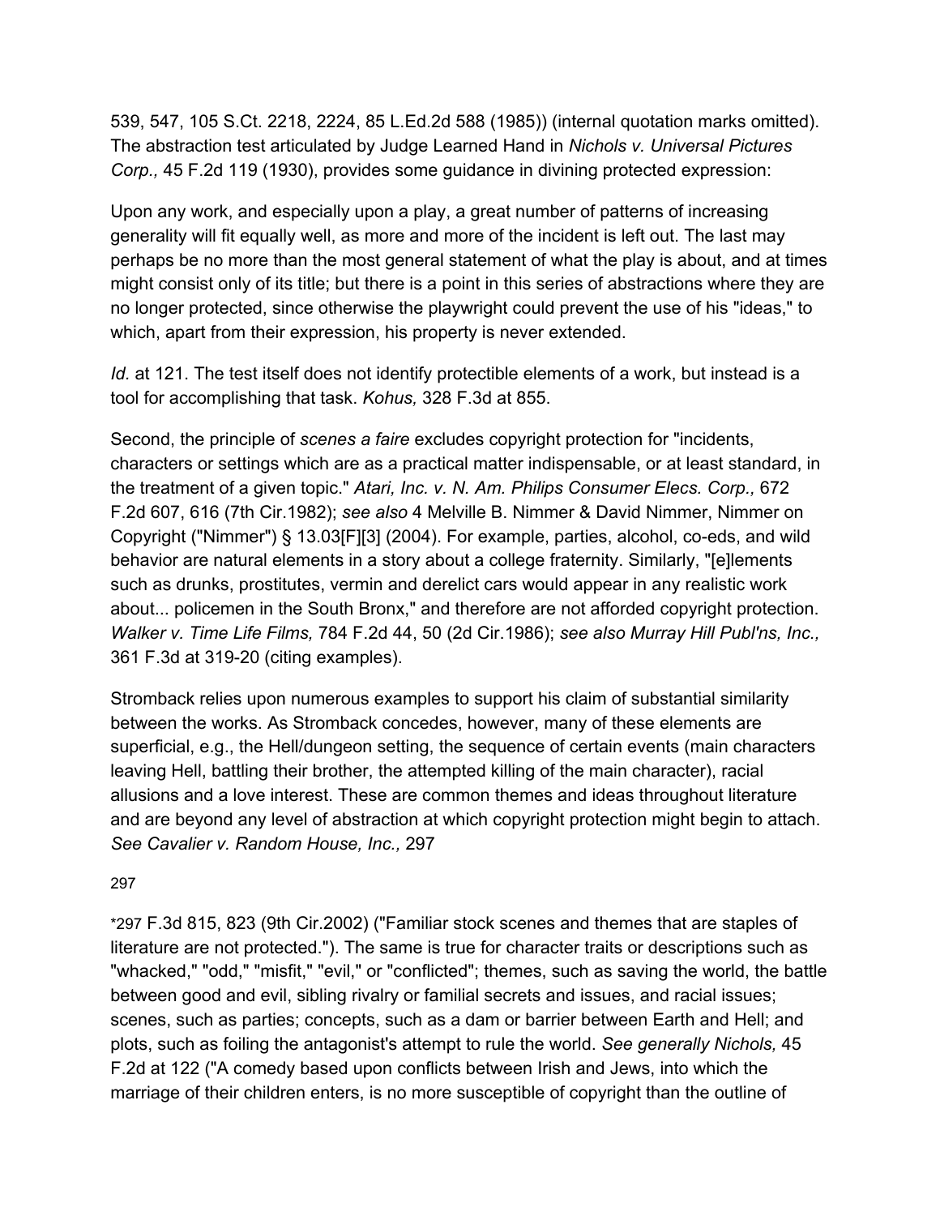539, 547, 105 S.Ct. 2218, 2224, 85 L.Ed.2d 588 (1985)) (internal quotation marks omitted). The abstraction test articulated by Judge Learned Hand in *Nichols v. Universal Pictures Corp.,* 45 F.2d 119 (1930), provides some guidance in divining protected expression:

Upon any work, and especially upon a play, a great number of patterns of increasing generality will fit equally well, as more and more of the incident is left out. The last may perhaps be no more than the most general statement of what the play is about, and at times might consist only of its title; but there is a point in this series of abstractions where they are no longer protected, since otherwise the playwright could prevent the use of his "ideas," to which, apart from their expression, his property is never extended.

*Id.* at 121. The test itself does not identify protectible elements of a work, but instead is a tool for accomplishing that task. *Kohus,* 328 F.3d at 855.

Second, the principle of *scenes a faire* excludes copyright protection for "incidents, characters or settings which are as a practical matter indispensable, or at least standard, in the treatment of a given topic." *Atari, Inc. v. N. Am. Philips Consumer Elecs. Corp.,* 672 F.2d 607, 616 (7th Cir.1982); *see also* 4 Melville B. Nimmer & David Nimmer, Nimmer on Copyright ("Nimmer") § 13.03[F][3] (2004). For example, parties, alcohol, co-eds, and wild behavior are natural elements in a story about a college fraternity. Similarly, "[e]lements such as drunks, prostitutes, vermin and derelict cars would appear in any realistic work about... policemen in the South Bronx," and therefore are not afforded copyright protection. *Walker v. Time Life Films,* 784 F.2d 44, 50 (2d Cir.1986); *see also Murray Hill Publ'ns, Inc.,* 361 F.3d at 319-20 (citing examples).

Stromback relies upon numerous examples to support his claim of substantial similarity between the works. As Stromback concedes, however, many of these elements are superficial, e.g., the Hell/dungeon setting, the sequence of certain events (main characters leaving Hell, battling their brother, the attempted killing of the main character), racial allusions and a love interest. These are common themes and ideas throughout literature and are beyond any level of abstraction at which copyright protection might begin to attach. *See Cavalier v. Random House, Inc.,* 297

297

*297 F.3d 815, 823 (9th Cir.2002) ("Familiar stock scenes and themes that are staples of literature are not protected."). The same is true for character traits or descriptions such as "whacked," "odd," "misfit," "evil," or "conflicted"; themes, such as saving the world, the battle between good and evil, sibling rivalry or familial secrets and issues, and racial issues; scenes, such as parties; concepts, such as a dam or barrier between Earth and Hell; and plots, such as foiling the antagonist's attempt to rule the world. *See generally Nichols,* 45 F.2d at 122 ("A comedy based upon conflicts between Irish and Jews, into which the marriage of their children enters, is no more susceptible of copyright than the outline of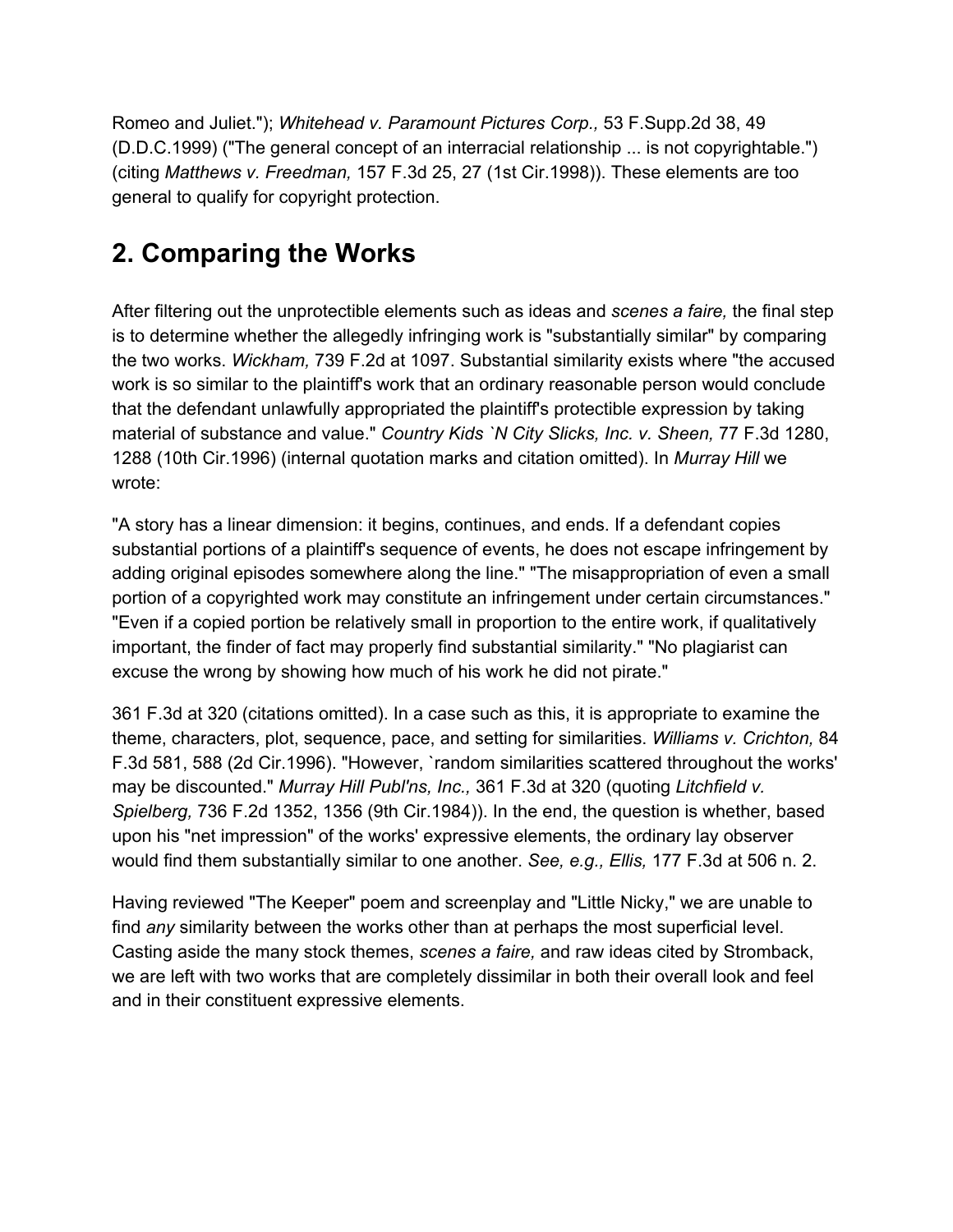Romeo and Juliet."); *Whitehead v. Paramount Pictures Corp.,* 53 F.Supp.2d 38, 49 (D.D.C.1999) ("The general concept of an interracial relationship ... is not copyrightable.") (citing *Matthews v. Freedman,* 157 F.3d 25, 27 (1st Cir.1998)). These elements are too general to qualify for copyright protection.

## 2. Comparing the Works

After filtering out the unprotectible elements such as ideas and *scenes a faire,* the final step is to determine whether the allegedly infringing work is "substantially similar" by comparing the two works. *Wickham,* 739 F.2d at 1097. Substantial similarity exists where "the accused work is so similar to the plaintiff's work that an ordinary reasonable person would conclude that the defendant unlawfully appropriated the plaintiff's protectible expression by taking material of substance and value." *Country Kids `N City Slicks, Inc. v. Sheen,* 77 F.3d 1280, 1288 (10th Cir.1996) (internal quotation marks and citation omitted). In *Murray Hill* we wrote:

"A story has a linear dimension: it begins, continues, and ends. If a defendant copies substantial portions of a plaintiff's sequence of events, he does not escape infringement by adding original episodes somewhere along the line." "The misappropriation of even a small portion of a copyrighted work may constitute an infringement under certain circumstances." "Even if a copied portion be relatively small in proportion to the entire work, if qualitatively important, the finder of fact may properly find substantial similarity." "No plagiarist can excuse the wrong by showing how much of his work he did not pirate."

361 F.3d at 320 (citations omitted). In a case such as this, it is appropriate to examine the theme, characters, plot, sequence, pace, and setting for similarities. *Williams v. Crichton,* 84 F.3d 581, 588 (2d Cir.1996). "However, `random similarities scattered throughout the works' may be discounted." *Murray Hill Publ'ns, Inc.,* 361 F.3d at 320 (quoting *Litchfield v. Spielberg,* 736 F.2d 1352, 1356 (9th Cir.1984)). In the end, the question is whether, based upon his "net impression" of the works' expressive elements, the ordinary lay observer would find them substantially similar to one another. *See, e.g., Ellis,* 177 F.3d at 506 n. 2.

Having reviewed "The Keeper" poem and screenplay and "Little Nicky," we are unable to find *any* similarity between the works other than at perhaps the most superficial level. Casting aside the many stock themes, *scenes a faire,* and raw ideas cited by Stromback, we are left with two works that are completely dissimilar in both their overall look and feel and in their constituent expressive elements.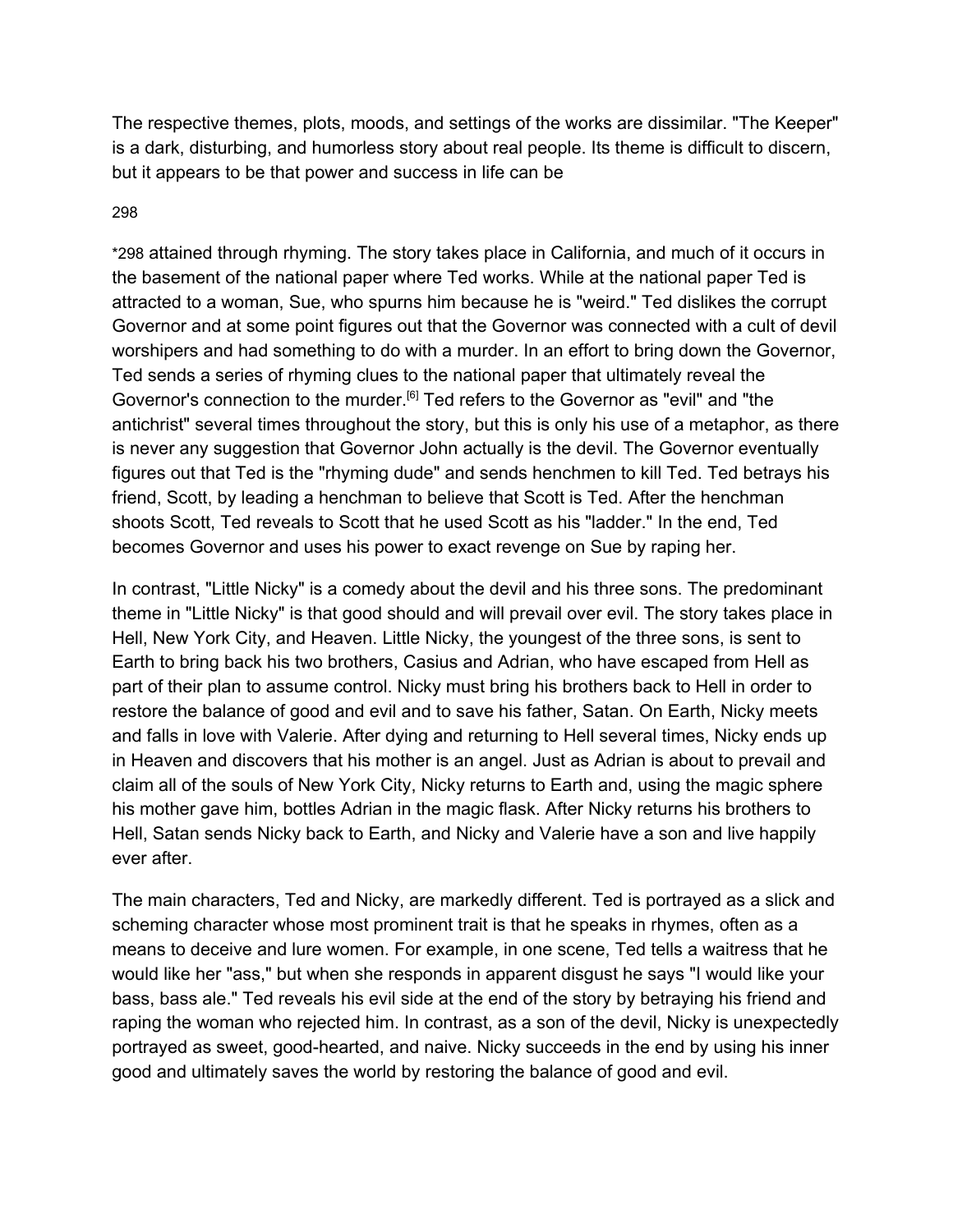The respective themes, plots, moods, and settings of the works are dissimilar. "The Keeper" is a dark, disturbing, and humorless story about real people. Its theme is difficult to discern, but it appears to be that power and success in life can be

*298 attained through rhyming. The story takes place in California, and much of it occurs in the basement of the national paper where Ted works. While at the national paper Ted is attracted to a woman, Sue, who spurns him because he is "weird." Ted dislikes the corrupt Governor and at some point figures out that the Governor was connected with a cult of devil worshipers and had something to do with a murder. In an effort to bring down the Governor, Ted sends a series of rhyming clues to the national paper that ultimately reveal the Governor's connection to the murder.[6] Ted refers to the Governor as "evil" and "the antichrist" several times throughout the story, but this is only his use of a metaphor, as there is never any suggestion that Governor John actually is the devil. The Governor eventually figures out that Ted is the "rhyming dude" and sends henchmen to kill Ted. Ted betrays his friend, Scott, by leading a henchman to believe that Scott is Ted. After the henchman shoots Scott, Ted reveals to Scott that he used Scott as his "ladder." In the end, Ted becomes Governor and uses his power to exact revenge on Sue by raping her.

In contrast, "Little Nicky" is a comedy about the devil and his three sons. The predominant theme in "Little Nicky" is that good should and will prevail over evil. The story takes place in Hell, New York City, and Heaven. Little Nicky, the youngest of the three sons, is sent to Earth to bring back his two brothers, Casius and Adrian, who have escaped from Hell as part of their plan to assume control. Nicky must bring his brothers back to Hell in order to restore the balance of good and evil and to save his father, Satan. On Earth, Nicky meets and falls in love with Valerie. After dying and returning to Hell several times, Nicky ends up in Heaven and discovers that his mother is an angel. Just as Adrian is about to prevail and claim all of the souls of New York City, Nicky returns to Earth and, using the magic sphere his mother gave him, bottles Adrian in the magic flask. After Nicky returns his brothers to Hell, Satan sends Nicky back to Earth, and Nicky and Valerie have a son and live happily ever after.

The main characters, Ted and Nicky, are markedly different. Ted is portrayed as a slick and scheming character whose most prominent trait is that he speaks in rhymes, often as a means to deceive and lure women. For example, in one scene, Ted tells a waitress that he would like her "ass," but when she responds in apparent disgust he says "I would like your bass, bass ale." Ted reveals his evil side at the end of the story by betraying his friend and raping the woman who rejected him. In contrast, as a son of the devil, Nicky is unexpectedly portrayed as sweet, good-hearted, and naive. Nicky succeeds in the end by using his inner good and ultimately saves the world by restoring the balance of good and evil.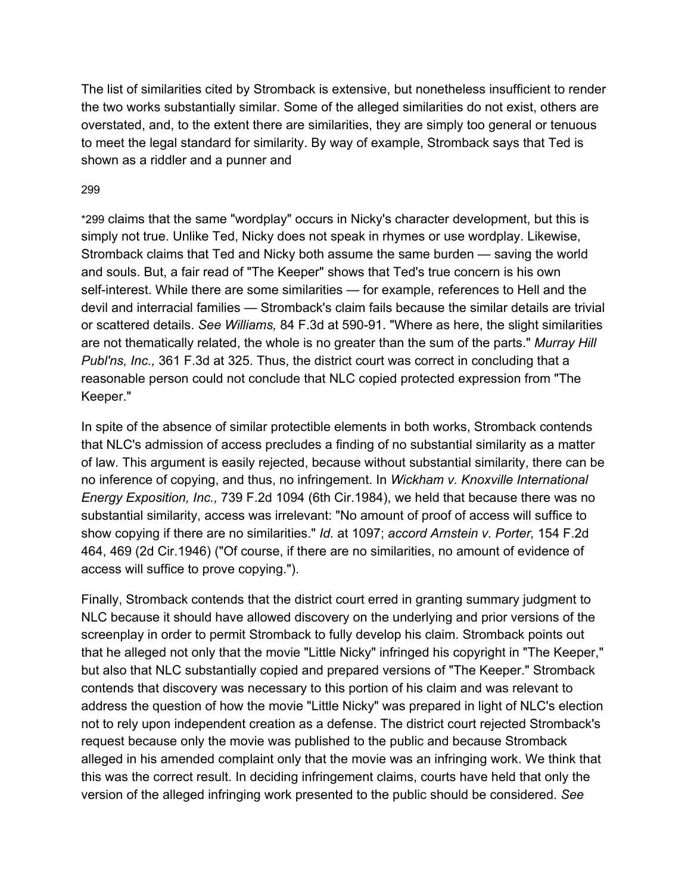The list of similarities cited by Stromback is extensive, but nonetheless insufficient to render the two works substantially similar. Some of the alleged similarities do not exist, others are overstated, and, to the extent there are similarities, they are simply too general or tenuous to meet the legal standard for similarity. By way of example, Stromback says that Ted is shown as a riddler and a punner and *299 claims that the same "wordplay" occurs in Nicky's character development, but this is simply not true. Unlike Ted, Nicky does not speak in rhymes or use wordplay. Likewise, Stromback claims that Ted and Nicky both assume the same burden — saving the world and souls. But, a fair read of "The Keeper" shows that Ted's true concern is his own self-interest. While there are some similarities — for example, references to Hell and the devil and interracial families — Stromback's claim fails because the similar details are trivial or scattered details. *See Williams,* 84 F.3d at 590-91. "Where as here, the slight similarities are not thematically related, the whole is no greater than the sum of the parts." *Murray Hill Publ'ns, Inc.,* 361 F.3d at 325. Thus, the district court was correct in concluding that a reasonable person could not conclude that NLC copied protected expression from "The Keeper."

In spite of the absence of similar protectible elements in both works, Stromback contends that NLC's admission of access precludes a finding of no substantial similarity as a matter of law. This argument is easily rejected, because without substantial similarity, there can be no inference of copying, and thus, no infringement. In *Wickham v. Knoxville International Energy Exposition, Inc.,* 739 F.2d 1094 (6th Cir.1984), we held that because there was no substantial similarity, access was irrelevant: "No amount of proof of access will suffice to show copying if there are no similarities." *Id.* at 1097; *accord Arnstein v. Porter,* 154 F.2d 464, 469 (2d Cir.1946) ("Of course, if there are no similarities, no amount of evidence of access will suffice to prove copying.").

Finally, Stromback contends that the district court erred in granting summary judgment to NLC because it should have allowed discovery on the underlying and prior versions of the screenplay in order to permit Stromback to fully develop his claim. Stromback points out that he alleged not only that the movie "Little Nicky" infringed his copyright in "The Keeper," but also that NLC substantially copied and prepared versions of "The Keeper." Stromback contends that discovery was necessary to this portion of his claim and was relevant to address the question of how the movie "Little Nicky" was prepared in light of NLC's election not to rely upon independent creation as a defense. The district court rejected Stromback's request because only the movie was published to the public and because Stromback alleged in his amended complaint only that the movie was an infringing work. We think that this was the correct result. In deciding infringement claims, courts have held that only the version of the alleged infringing work presented to the public should be considered. *See*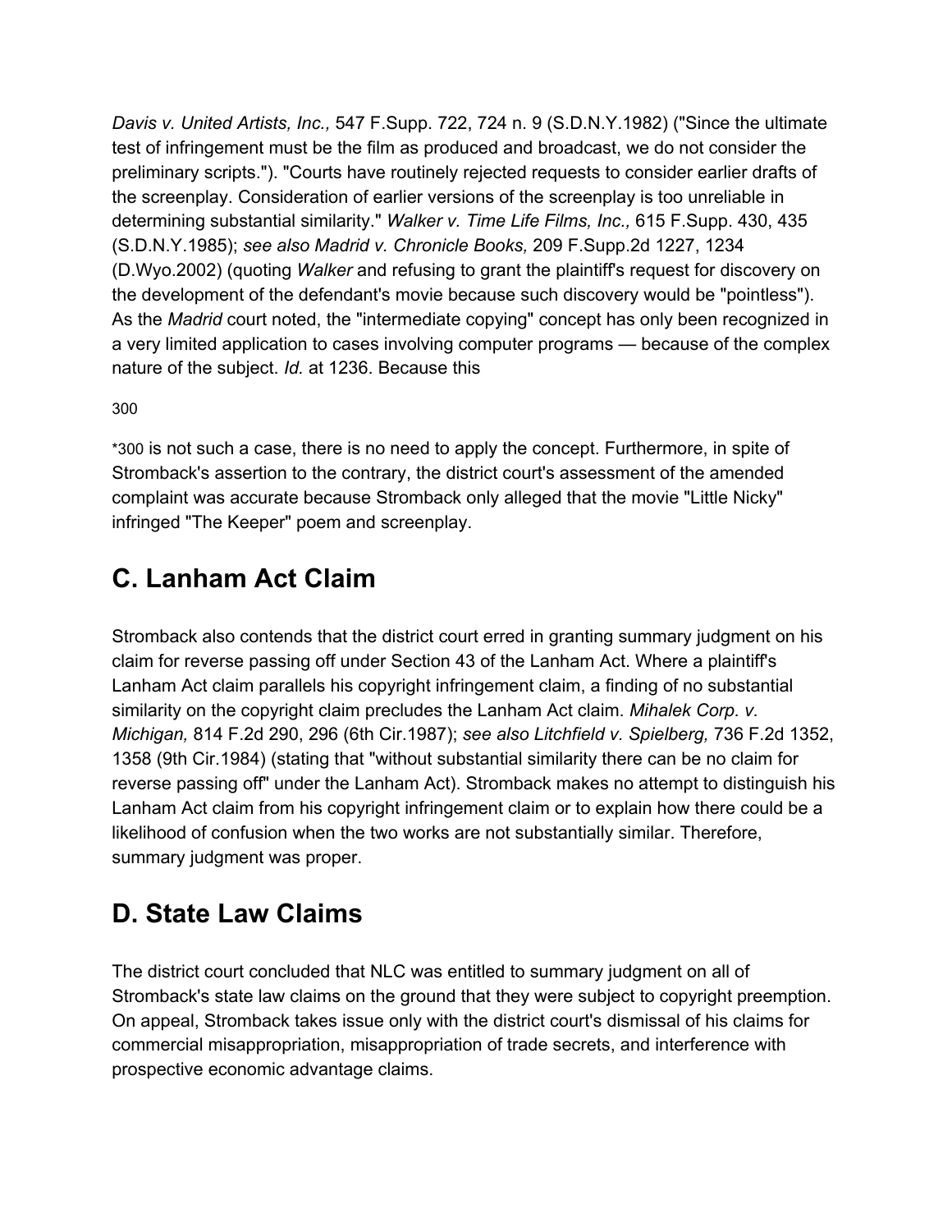*Davis v. United Artists, Inc.,* 547 F.Supp. 722, 724 n. 9 (S.D.N.Y.1982) ("Since the ultimate test of infringement must be the film as produced and broadcast, we do not consider the preliminary scripts."). "Courts have routinely rejected requests to consider earlier drafts of the screenplay. Consideration of earlier versions of the screenplay is too unreliable in determining substantial similarity." *Walker v. Time Life Films, Inc.,* 615 F.Supp. 430, 435 (S.D.N.Y.1985); *see also Madrid v. Chronicle Books,* 209 F.Supp.2d 1227, 1234 (D.Wyo.2002) (quoting *Walker* and refusing to grant the plaintiff's request for discovery on the development of the defendant's movie because such discovery would be "pointless"). As the *Madrid* court noted, the "intermediate copying" concept has only been recognized in a very limited application to cases involving computer programs — because of the complex nature of the subject. *Id.* at 1236. Because this

*300 is not such a case, there is no need to apply the concept. Furthermore, in spite of Stromback's assertion to the contrary, the district court's assessment of the amended complaint was accurate because Stromback only alleged that the movie "Little Nicky" infringed "The Keeper" poem and screenplay.

## C. Lanham Act Claim

Stromback also contends that the district court erred in granting summary judgment on his claim for reverse passing off under Section 43 of the Lanham Act. Where a plaintiff's Lanham Act claim parallels his copyright infringement claim, a finding of no substantial similarity on the copyright claim precludes the Lanham Act claim. *Mihalek Corp. v. Michigan,* 814 F.2d 290, 296 (6th Cir.1987); *see also Litchfield v. Spielberg,* 736 F.2d 1352, 1358 (9th Cir.1984) (stating that "without substantial similarity there can be no claim for reverse passing off" under the Lanham Act). Stromback makes no attempt to distinguish his Lanham Act claim from his copyright infringement claim or to explain how there could be a likelihood of confusion when the two works are not substantially similar. Therefore, summary judgment was proper.

## D. State Law Claims

The district court concluded that NLC was entitled to summary judgment on all of Stromback's state law claims on the ground that they were subject to copyright preemption. On appeal, Stromback takes issue only with the district court's dismissal of his claims for commercial misappropriation, misappropriation of trade secrets, and interference with prospective economic advantage claims.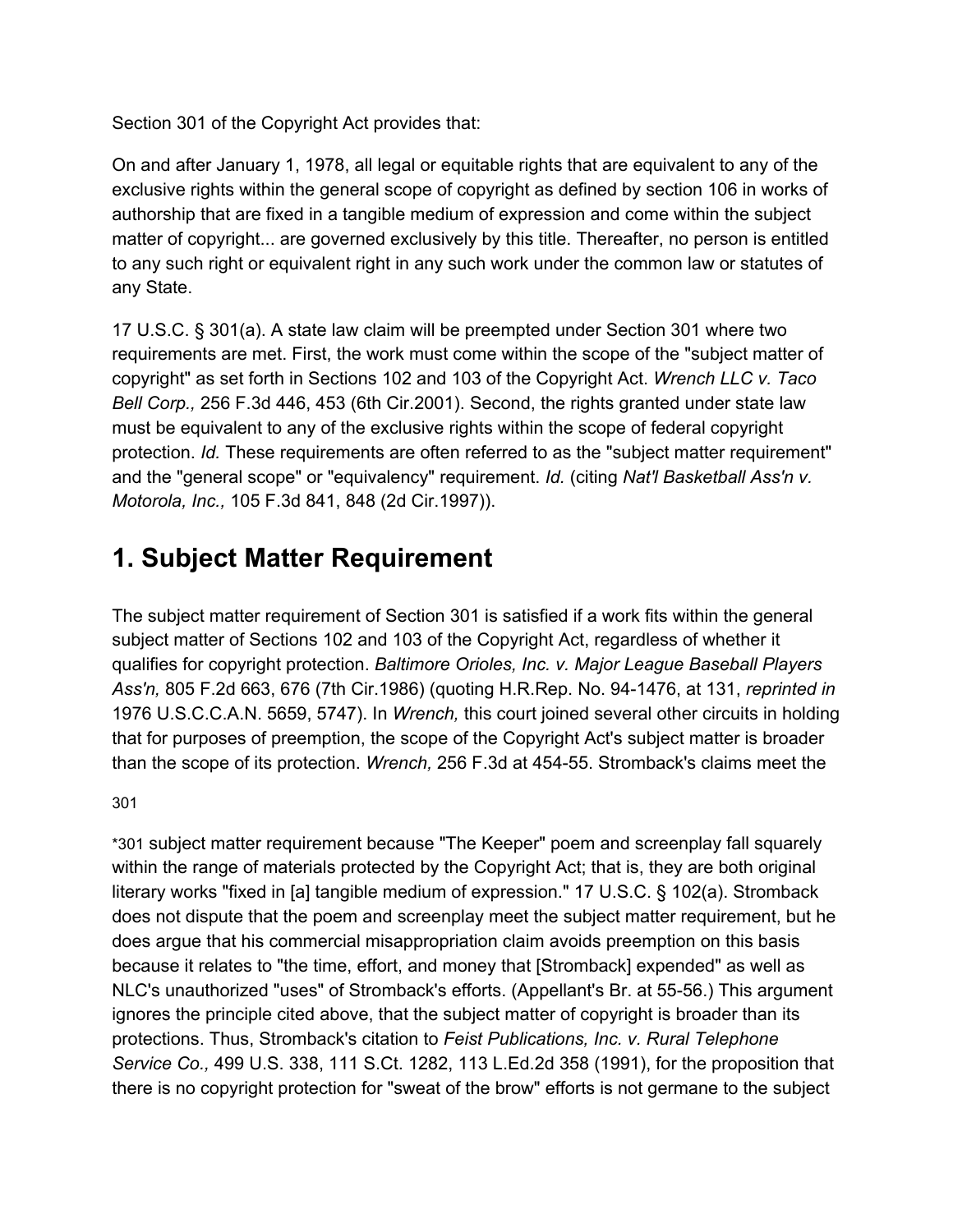Section 301 of the Copyright Act provides that:

On and after January 1, 1978, all legal or equitable rights that are equivalent to any of the exclusive rights within the general scope of copyright as defined by section 106 in works of authorship that are fixed in a tangible medium of expression and come within the subject matter of copyright... are governed exclusively by this title. Thereafter, no person is entitled to any such right or equivalent right in any such work under the common law or statutes of any State.

17 U.S.C. § 301(a). A state law claim will be preempted under Section 301 where two requirements are met. First, the work must come within the scope of the "subject matter of copyright" as set forth in Sections 102 and 103 of the Copyright Act. *Wrench LLC v. Taco Bell Corp.,* 256 F.3d 446, 453 (6th Cir.2001). Second, the rights granted under state law must be equivalent to any of the exclusive rights within the scope of federal copyright protection. *Id.* These requirements are often referred to as the "subject matter requirement" and the "general scope" or "equivalency" requirement. *Id.* (citing *Nat'l Basketball Ass'n v. Motorola, Inc.,* 105 F.3d 841, 848 (2d Cir.1997)).

## 1. Subject Matter Requirement

The subject matter requirement of Section 301 is satisfied if a work fits within the general subject matter of Sections 102 and 103 of the Copyright Act, regardless of whether it qualifies for copyright protection. *Baltimore Orioles, Inc. v. Major League Baseball Players Ass'n,* 805 F.2d 663, 676 (7th Cir.1986) (quoting H.R.Rep. No. 94-1476, at 131, *reprinted in* 1976 U.S.C.C.A.N. 5659, 5747). In *Wrench,* this court joined several other circuits in holding that for purposes of preemption, the scope of the Copyright Act's subject matter is broader than the scope of its protection. *Wrench,* 256 F.3d at 454-55. Stromback's claims meet the

*301 subject matter requirement because "The Keeper" poem and screenplay fall squarely within the range of materials protected by the Copyright Act; that is, they are both original literary works "fixed in [a] tangible medium of expression." 17 U.S.C. § 102(a). Stromback does not dispute that the poem and screenplay meet the subject matter requirement, but he does argue that his commercial misappropriation claim avoids preemption on this basis because it relates to "the time, effort, and money that [Stromback] expended" as well as NLC's unauthorized "uses" of Stromback's efforts. (Appellant's Br. at 55-56.) This argument ignores the principle cited above, that the subject matter of copyright is broader than its protections. Thus, Stromback's citation to *Feist Publications, Inc. v. Rural Telephone Service Co.,* 499 U.S. 338, 111 S.Ct. 1282, 113 L.Ed.2d 358 (1991), for the proposition that there is no copyright protection for "sweat of the brow" efforts is not germane to the subject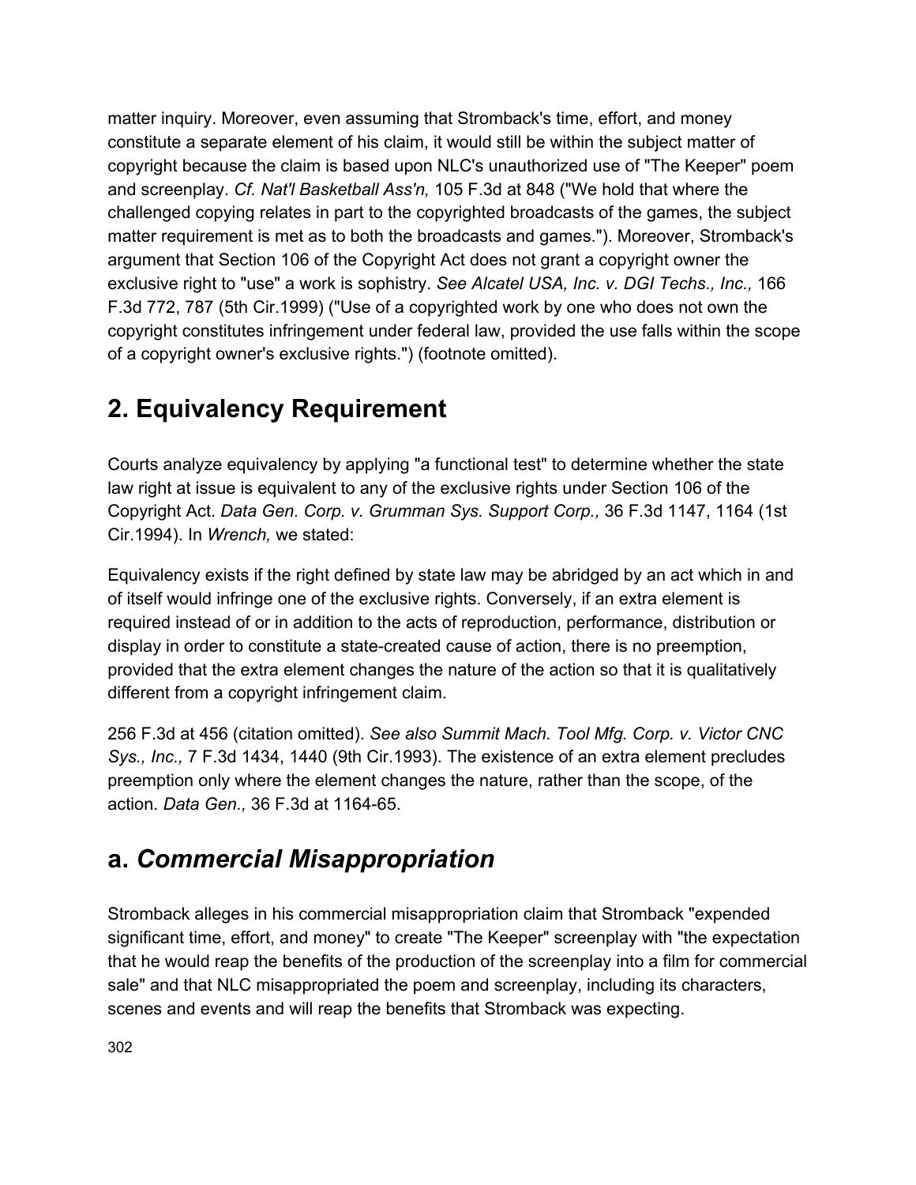matter inquiry. Moreover, even assuming that Stromback's time, effort, and money constitute a separate element of his claim, it would still be within the subject matter of copyright because the claim is based upon NLC's unauthorized use of "The Keeper" poem and screenplay. *Cf. Nat'l Basketball Ass'n,* 105 F.3d at 848 ("We hold that where the challenged copying relates in part to the copyrighted broadcasts of the games, the subject matter requirement is met as to both the broadcasts and games."). Moreover, Stromback's argument that Section 106 of the Copyright Act does not grant a copyright owner the exclusive right to "use" a work is sophistry. *See Alcatel USA, Inc. v. DGI Techs., Inc.,* 166 F.3d 772, 787 (5th Cir.1999) ("Use of a copyrighted work by one who does not own the copyright constitutes infringement under federal law, provided the use falls within the scope of a copyright owner's exclusive rights.") (footnote omitted).

## 2. Equivalency Requirement

Courts analyze equivalency by applying "a functional test" to determine whether the state law right at issue is equivalent to any of the exclusive rights under Section 106 of the Copyright Act. *Data Gen. Corp. v. Grumman Sys. Support Corp.,* 36 F.3d 1147, 1164 (1st Cir.1994). In *Wrench,* we stated:

Equivalency exists if the right defined by state law may be abridged by an act which in and of itself would infringe one of the exclusive rights. Conversely, if an extra element is required instead of or in addition to the acts of reproduction, performance, distribution or display in order to constitute a state-created cause of action, there is no preemption, provided that the extra element changes the nature of the action so that it is qualitatively different from a copyright infringement claim.

256 F.3d at 456 (citation omitted). *See also Summit Mach. Tool Mfg. Corp. v. Victor CNC Sys., Inc.,* 7 F.3d 1434, 1440 (9th Cir.1993). The existence of an extra element precludes preemption only where the element changes the nature, rather than the scope, of the action. *Data Gen.,* 36 F.3d at 1164-65.

## a. *Commercial Misappropriation*

Stromback alleges in his commercial misappropriation claim that Stromback "expended significant time, effort, and money" to create "The Keeper" screenplay with "the expectation that he would reap the benefits of the production of the screenplay into a film for commercial sale" and that NLC misappropriated the poem and screenplay, including its characters, scenes and events and will reap the benefits that Stromback was expecting.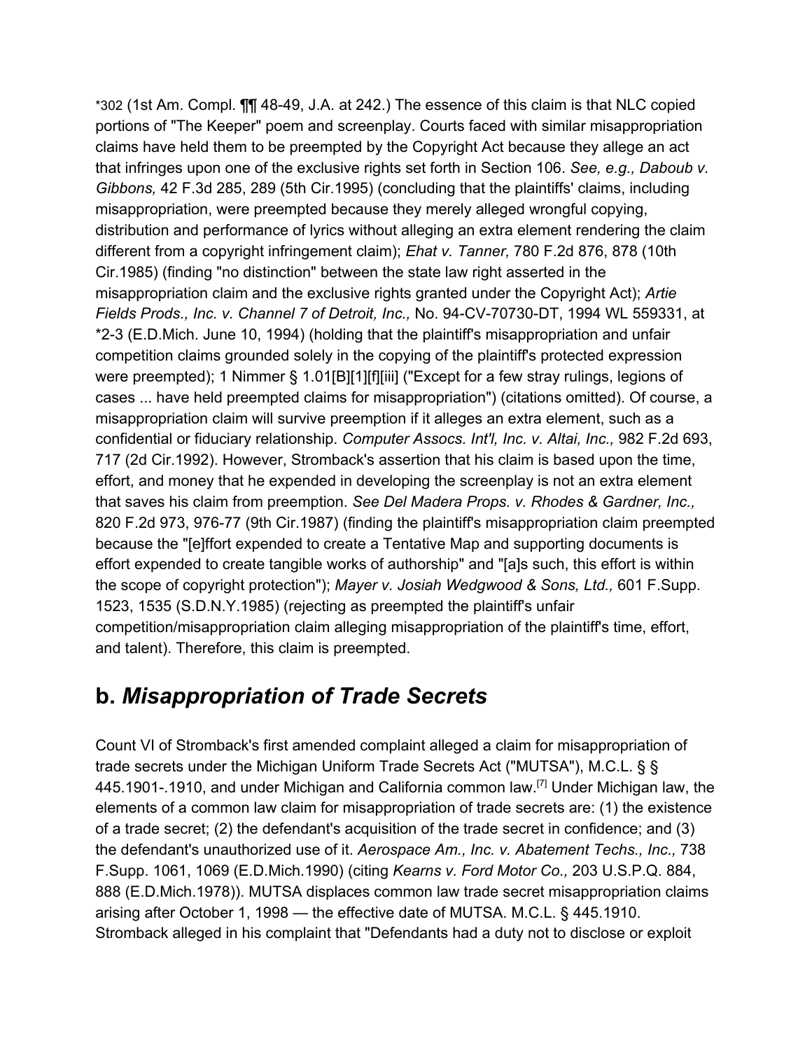*302 (1st Am. Compl. ¶¶ 48-49, J.A. at 242.) The essence of this claim is that NLC copied portions of "The Keeper" poem and screenplay. Courts faced with similar misappropriation claims have held them to be preempted by the Copyright Act because they allege an act that infringes upon one of the exclusive rights set forth in Section 106. *See, e.g., Daboub v. Gibbons,* 42 F.3d 285, 289 (5th Cir.1995) (concluding that the plaintiffs' claims, including misappropriation, were preempted because they merely alleged wrongful copying, distribution and performance of lyrics without alleging an extra element rendering the claim different from a copyright infringement claim); *Ehat v. Tanner,* 780 F.2d 876, 878 (10th Cir.1985) (finding "no distinction" between the state law right asserted in the misappropriation claim and the exclusive rights granted under the Copyright Act); *Artie Fields Prods., Inc. v. Channel 7 of Detroit, Inc.,* No. 94-CV-70730-DT, 1994 WL 559331, at *2-3 (E.D.Mich. June 10, 1994) (holding that the plaintiff's misappropriation and unfair competition claims grounded solely in the copying of the plaintiff's protected expression were preempted); 1 Nimmer § 1.01[B][1][f][iii] ("Except for a few stray rulings, legions of cases ... have held preempted claims for misappropriation") (citations omitted). Of course, a misappropriation claim will survive preemption if it alleges an extra element, such as a confidential or fiduciary relationship. *Computer Assocs. Int'l, Inc. v. Altai, Inc.,* 982 F.2d 693, 717 (2d Cir.1992). However, Stromback's assertion that his claim is based upon the time, effort, and money that he expended in developing the screenplay is not an extra element that saves his claim from preemption. *See Del Madera Props. v. Rhodes & Gardner, Inc.,* 820 F.2d 973, 976-77 (9th Cir.1987) (finding the plaintiff's misappropriation claim preempted because the "[e]ffort expended to create a Tentative Map and supporting documents is effort expended to create tangible works of authorship" and "[a]s such, this effort is within the scope of copyright protection"); *Mayer v. Josiah Wedgwood & Sons, Ltd.,* 601 F.Supp. 1523, 1535 (S.D.N.Y.1985) (rejecting as preempted the plaintiff's unfair competition/misappropriation claim alleging misappropriation of the plaintiff's time, effort, and talent). Therefore, this claim is preempted.

## b. *Misappropriation of Trade Secrets*

Count VI of Stromback's first amended complaint alleged a claim for misappropriation of trade secrets under the Michigan Uniform Trade Secrets Act ("MUTSA"), M.C.L. § § 445.1901-.1910, and under Michigan and California common law.[7] Under Michigan law, the elements of a common law claim for misappropriation of trade secrets are: (1) the existence of a trade secret; (2) the defendant's acquisition of the trade secret in confidence; and (3) the defendant's unauthorized use of it. *Aerospace Am., Inc. v. Abatement Techs., Inc.,* 738 F.Supp. 1061, 1069 (E.D.Mich.1990) (citing *Kearns v. Ford Motor Co.,* 203 U.S.P.Q. 884, 888 (E.D.Mich.1978)). MUTSA displaces common law trade secret misappropriation claims arising after October 1, 1998 — the effective date of MUTSA. M.C.L. § 445.1910. Stromback alleged in his complaint that "Defendants had a duty not to disclose or exploit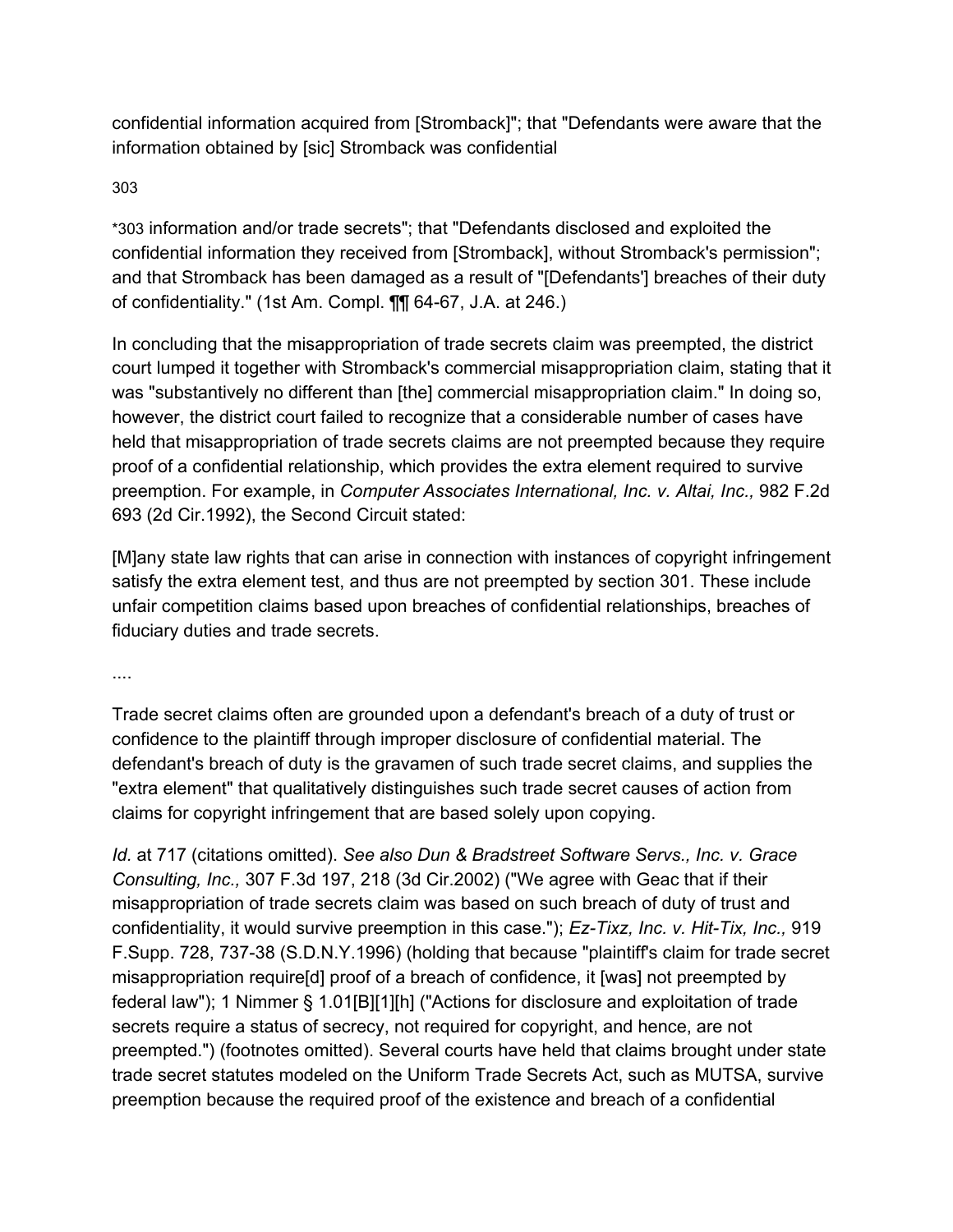confidential information acquired from [Stromback]"; that "Defendants were aware that the information obtained by [sic] Stromback was confidential

*303 information and/or trade secrets"; that "Defendants disclosed and exploited the confidential information they received from [Stromback], without Stromback's permission"; and that Stromback has been damaged as a result of "[Defendants'] breaches of their duty of confidentiality." (1st Am. Compl. ¶¶ 64-67, J.A. at 246.)

In concluding that the misappropriation of trade secrets claim was preempted, the district court lumped it together with Stromback's commercial misappropriation claim, stating that it was "substantively no different than [the] commercial misappropriation claim." In doing so, however, the district court failed to recognize that a considerable number of cases have held that misappropriation of trade secrets claims are not preempted because they require proof of a confidential relationship, which provides the extra element required to survive preemption. For example, in *Computer Associates International, Inc. v. Altai, Inc.,* 982 F.2d 693 (2d Cir.1992), the Second Circuit stated:

> [M]any state law rights that can arise in connection with instances of copyright infringement satisfy the extra element test, and thus are not preempted by section 301. These include unfair competition claims based upon breaches of confidential relationships, breaches of fiduciary duties and trade secrets.
>
> ....
>
> Trade secret claims often are grounded upon a defendant's breach of a duty of trust or confidence to the plaintiff through improper disclosure of confidential material. The defendant's breach of duty is the gravamen of such trade secret claims, and supplies the "extra element" that qualitatively distinguishes such trade secret causes of action from claims for copyright infringement that are based solely upon copying.

*Id.* at 717 (citations omitted). *See also Dun & Bradstreet Software Servs., Inc. v. Grace Consulting, Inc.,* 307 F.3d 197, 218 (3d Cir.2002) ("We agree with Geac that if their misappropriation of trade secrets claim was based on such breach of duty of trust and confidentiality, it would survive preemption in this case."); *Ez-Tixz, Inc. v. Hit-Tix, Inc.,* 919 F.Supp. 728, 737-38 (S.D.N.Y.1996) (holding that because "plaintiff's claim for trade secret misappropriation require[d] proof of a breach of confidence, it [was] not preempted by federal law"); 1 Nimmer § 1.01[B][1][h] ("Actions for disclosure and exploitation of trade secrets require a status of secrecy, not required for copyright, and hence, are not preempted.") (footnotes omitted). Several courts have held that claims brought under state trade secret statutes modeled on the Uniform Trade Secrets Act, such as MUTSA, survive preemption because the required proof of the existence and breach of a confidential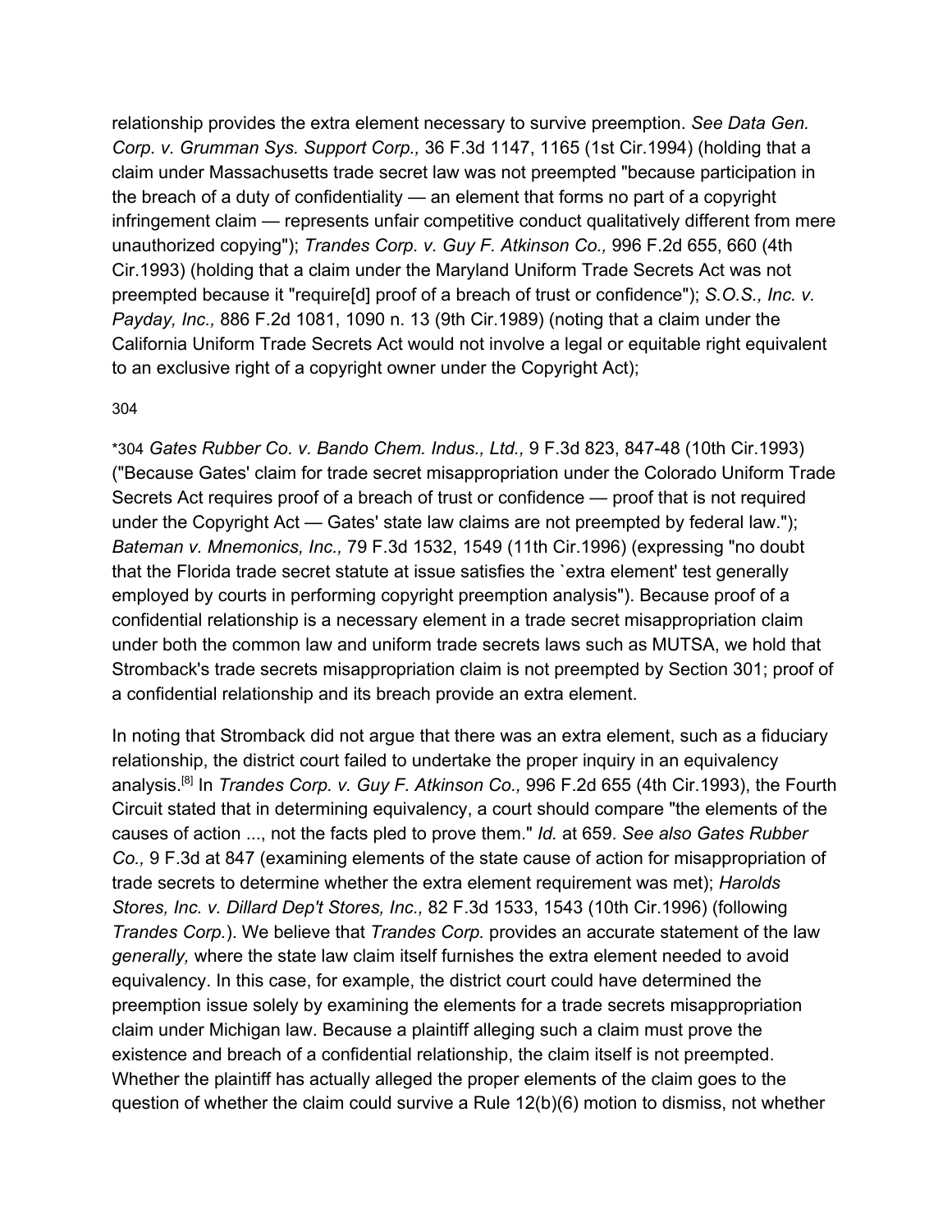relationship provides the extra element necessary to survive preemption. *See Data Gen. Corp. v. Grumman Sys. Support Corp.,* 36 F.3d 1147, 1165 (1st Cir.1994) (holding that a claim under Massachusetts trade secret law was not preempted "because participation in the breach of a duty of confidentiality — an element that forms no part of a copyright infringement claim — represents unfair competitive conduct qualitatively different from mere unauthorized copying"); *Trandes Corp. v. Guy F. Atkinson Co.,* 996 F.2d 655, 660 (4th Cir.1993) (holding that a claim under the Maryland Uniform Trade Secrets Act was not preempted because it "require[d] proof of a breach of trust or confidence"); *S.O.S., Inc. v. Payday, Inc.,* 886 F.2d 1081, 1090 n. 13 (9th Cir.1989) (noting that a claim under the California Uniform Trade Secrets Act would not involve a legal or equitable right equivalent to an exclusive right of a copyright owner under the Copyright Act);

304

*304 *Gates Rubber Co. v. Bando Chem. Indus., Ltd.,* 9 F.3d 823, 847-48 (10th Cir.1993) ("Because Gates' claim for trade secret misappropriation under the Colorado Uniform Trade Secrets Act requires proof of a breach of trust or confidence — proof that is not required under the Copyright Act — Gates' state law claims are not preempted by federal law."); *Bateman v. Mnemonics, Inc.,* 79 F.3d 1532, 1549 (11th Cir.1996) (expressing "no doubt that the Florida trade secret statute at issue satisfies the `extra element' test generally employed by courts in performing copyright preemption analysis"). Because proof of a confidential relationship is a necessary element in a trade secret misappropriation claim under both the common law and uniform trade secrets laws such as MUTSA, we hold that Stromback's trade secrets misappropriation claim is not preempted by Section 301; proof of a confidential relationship and its breach provide an extra element.

In noting that Stromback did not argue that there was an extra element, such as a fiduciary relationship, the district court failed to undertake the proper inquiry in an equivalency analysis.[8] In *Trandes Corp. v. Guy F. Atkinson Co.,* 996 F.2d 655 (4th Cir.1993), the Fourth Circuit stated that in determining equivalency, a court should compare "the elements of the causes of action ..., not the facts pled to prove them." *Id.* at 659. *See also Gates Rubber Co.,* 9 F.3d at 847 (examining elements of the state cause of action for misappropriation of trade secrets to determine whether the extra element requirement was met); *Harolds Stores, Inc. v. Dillard Dep't Stores, Inc.,* 82 F.3d 1533, 1543 (10th Cir.1996) (following *Trandes Corp.*). We believe that *Trandes Corp.* provides an accurate statement of the law *generally,* where the state law claim itself furnishes the extra element needed to avoid equivalency. In this case, for example, the district court could have determined the preemption issue solely by examining the elements for a trade secrets misappropriation claim under Michigan law. Because a plaintiff alleging such a claim must prove the existence and breach of a confidential relationship, the claim itself is not preempted. Whether the plaintiff has actually alleged the proper elements of the claim goes to the question of whether the claim could survive a Rule 12(b)(6) motion to dismiss, not whether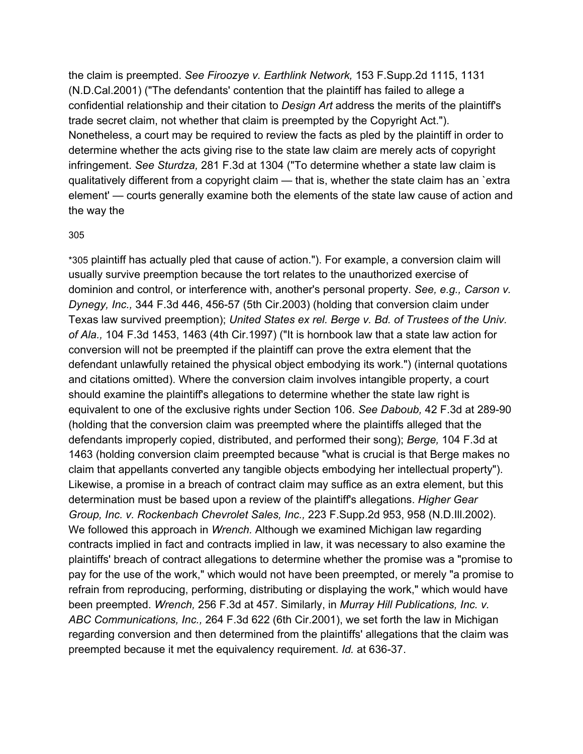the claim is preempted. *See Firoozye v. Earthlink Network,* 153 F.Supp.2d 1115, 1131 (N.D.Cal.2001) ("The defendants' contention that the plaintiff has failed to allege a confidential relationship and their citation to *Design Art* address the merits of the plaintiff's trade secret claim, not whether that claim is preempted by the Copyright Act."). Nonetheless, a court may be required to review the facts as pled by the plaintiff in order to determine whether the acts giving rise to the state law claim are merely acts of copyright infringement. *See Sturdza,* 281 F.3d at 1304 ("To determine whether a state law claim is qualitatively different from a copyright claim — that is, whether the state claim has an `extra element' — courts generally examine both the elements of the state law cause of action and the way the

*305 plaintiff has actually pled that cause of action."). For example, a conversion claim will usually survive preemption because the tort relates to the unauthorized exercise of dominion and control, or interference with, another's personal property. *See, e.g., Carson v. Dynegy, Inc.,* 344 F.3d 446, 456-57 (5th Cir.2003) (holding that conversion claim under Texas law survived preemption); *United States ex rel. Berge v. Bd. of Trustees of the Univ. of Ala.,* 104 F.3d 1453, 1463 (4th Cir.1997) ("It is hornbook law that a state law action for conversion will not be preempted if the plaintiff can prove the extra element that the defendant unlawfully retained the physical object embodying its work.") (internal quotations and citations omitted). Where the conversion claim involves intangible property, a court should examine the plaintiff's allegations to determine whether the state law right is equivalent to one of the exclusive rights under Section 106. *See Daboub,* 42 F.3d at 289-90 (holding that the conversion claim was preempted where the plaintiffs alleged that the defendants improperly copied, distributed, and performed their song); *Berge,* 104 F.3d at 1463 (holding conversion claim preempted because "what is crucial is that Berge makes no claim that appellants converted any tangible objects embodying her intellectual property"). Likewise, a promise in a breach of contract claim may suffice as an extra element, but this determination must be based upon a review of the plaintiff's allegations. *Higher Gear Group, Inc. v. Rockenbach Chevrolet Sales, Inc.,* 223 F.Supp.2d 953, 958 (N.D.Ill.2002). We followed this approach in *Wrench.* Although we examined Michigan law regarding contracts implied in fact and contracts implied in law, it was necessary to also examine the plaintiffs' breach of contract allegations to determine whether the promise was a "promise to pay for the use of the work," which would not have been preempted, or merely "a promise to refrain from reproducing, performing, distributing or displaying the work," which would have been preempted. *Wrench,* 256 F.3d at 457. Similarly, in *Murray Hill Publications, Inc. v. ABC Communications, Inc.,* 264 F.3d 622 (6th Cir.2001), we set forth the law in Michigan regarding conversion and then determined from the plaintiffs' allegations that the claim was preempted because it met the equivalency requirement. *Id.* at 636-37.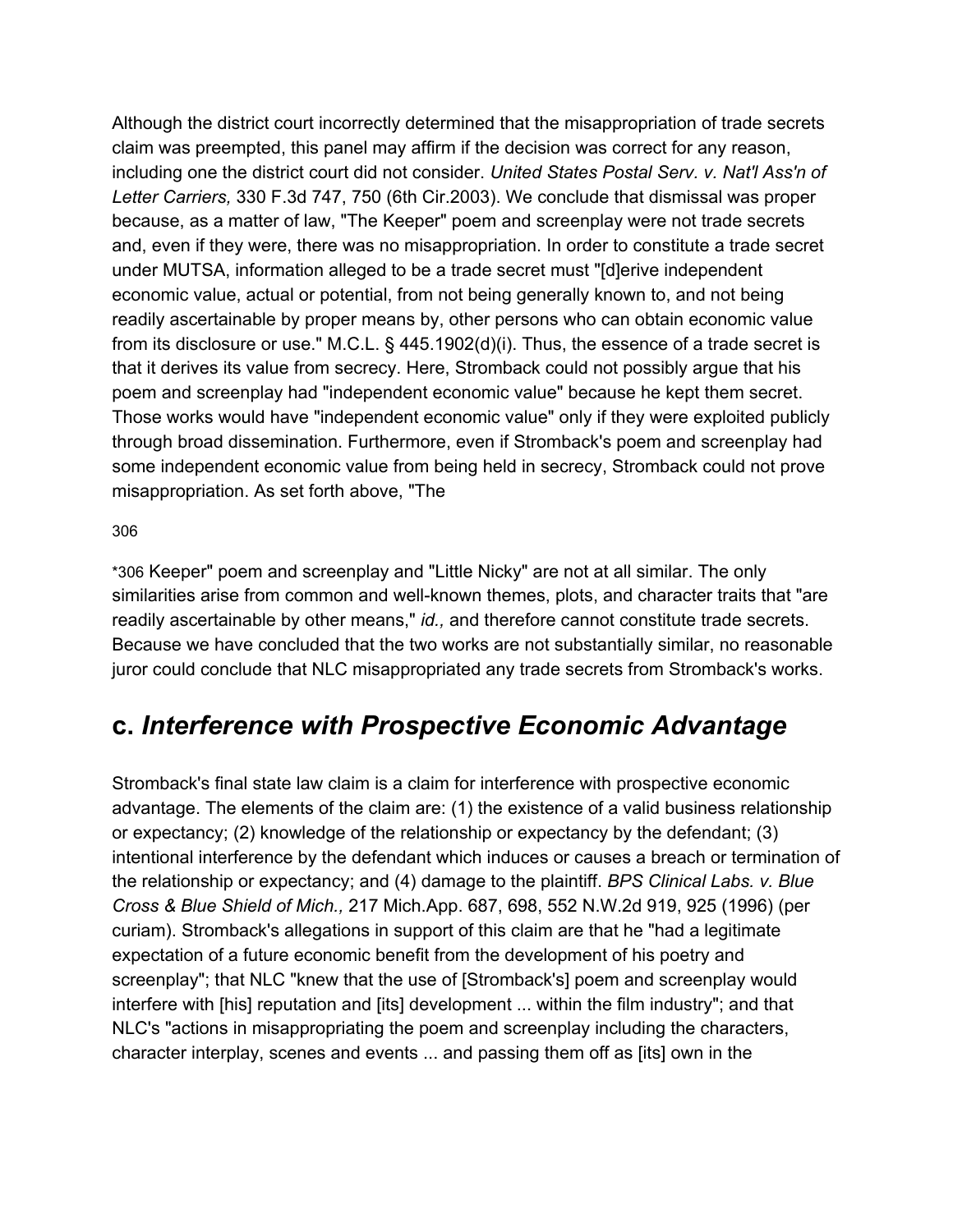Although the district court incorrectly determined that the misappropriation of trade secrets claim was preempted, this panel may affirm if the decision was correct for any reason, including one the district court did not consider. *United States Postal Serv. v. Nat'l Ass'n of Letter Carriers,* 330 F.3d 747, 750 (6th Cir.2003). We conclude that dismissal was proper because, as a matter of law, "The Keeper" poem and screenplay were not trade secrets and, even if they were, there was no misappropriation. In order to constitute a trade secret under MUTSA, information alleged to be a trade secret must "[d]erive independent economic value, actual or potential, from not being generally known to, and not being readily ascertainable by proper means by, other persons who can obtain economic value from its disclosure or use." M.C.L. § 445.1902(d)(i). Thus, the essence of a trade secret is that it derives its value from secrecy. Here, Stromback could not possibly argue that his poem and screenplay had "independent economic value" because he kept them secret. Those works would have "independent economic value" only if they were exploited publicly through broad dissemination. Furthermore, even if Stromback's poem and screenplay had some independent economic value from being held in secrecy, Stromback could not prove misappropriation. As set forth above, "The

306

*306 Keeper" poem and screenplay and "Little Nicky" are not at all similar. The only similarities arise from common and well-known themes, plots, and character traits that "are readily ascertainable by other means," *id.,* and therefore cannot constitute trade secrets. Because we have concluded that the two works are not substantially similar, no reasonable juror could conclude that NLC misappropriated any trade secrets from Stromback's works.

## c. *Interference with Prospective Economic Advantage*

Stromback's final state law claim is a claim for interference with prospective economic advantage. The elements of the claim are: (1) the existence of a valid business relationship or expectancy; (2) knowledge of the relationship or expectancy by the defendant; (3) intentional interference by the defendant which induces or causes a breach or termination of the relationship or expectancy; and (4) damage to the plaintiff. *BPS Clinical Labs. v. Blue Cross & Blue Shield of Mich.,* 217 Mich.App. 687, 698, 552 N.W.2d 919, 925 (1996) (per curiam). Stromback's allegations in support of this claim are that he "had a legitimate expectation of a future economic benefit from the development of his poetry and screenplay"; that NLC "knew that the use of [Stromback's] poem and screenplay would interfere with [his] reputation and [its] development ... within the film industry"; and that NLC's "actions in misappropriating the poem and screenplay including the characters, character interplay, scenes and events ... and passing them off as [its] own in the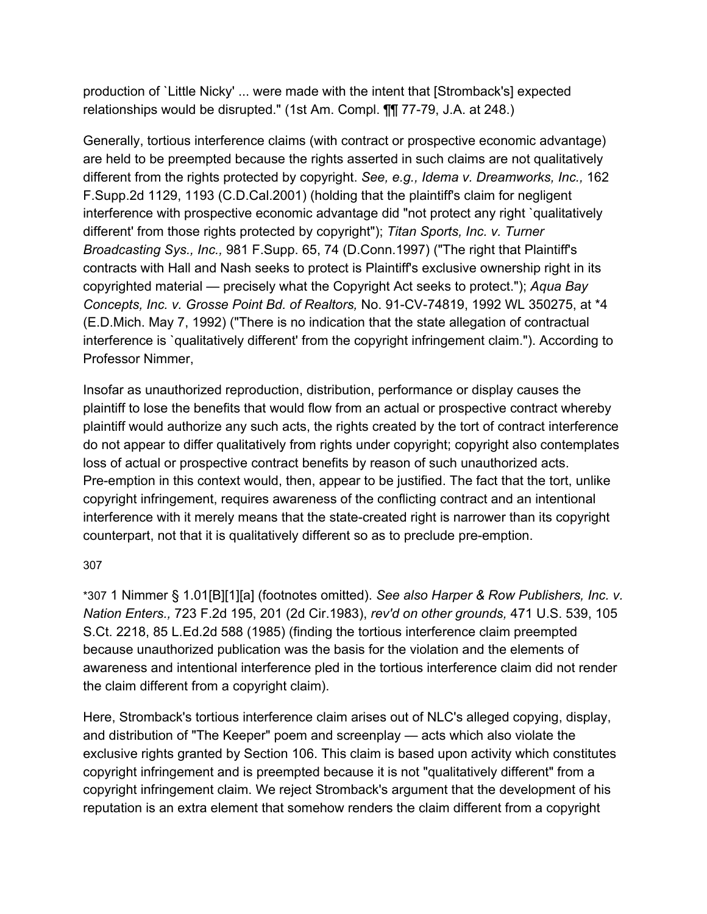production of `Little Nicky' ... were made with the intent that [Stromback's] expected relationships would be disrupted." (1st Am. Compl. ¶¶ 77-79, J.A. at 248.)

Generally, tortious interference claims (with contract or prospective economic advantage) are held to be preempted because the rights asserted in such claims are not qualitatively different from the rights protected by copyright. *See, e.g., Idema v. Dreamworks, Inc.,* 162 F.Supp.2d 1129, 1193 (C.D.Cal.2001) (holding that the plaintiff's claim for negligent interference with prospective economic advantage did "not protect any right `qualitatively different' from those rights protected by copyright"); *Titan Sports, Inc. v. Turner Broadcasting Sys., Inc.,* 981 F.Supp. 65, 74 (D.Conn.1997) ("The right that Plaintiff's contracts with Hall and Nash seeks to protect is Plaintiff's exclusive ownership right in its copyrighted material — precisely what the Copyright Act seeks to protect."); *Aqua Bay Concepts, Inc. v. Grosse Point Bd. of Realtors,* No. 91-CV-74819, 1992 WL 350275, at *4 (E.D.Mich. May 7, 1992) ("There is no indication that the state allegation of contractual interference is `qualitatively different' from the copyright infringement claim."). According to Professor Nimmer,

Insofar as unauthorized reproduction, distribution, performance or display causes the plaintiff to lose the benefits that would flow from an actual or prospective contract whereby plaintiff would authorize any such acts, the rights created by the tort of contract interference do not appear to differ qualitatively from rights under copyright; copyright also contemplates loss of actual or prospective contract benefits by reason of such unauthorized acts. Pre-emption in this context would, then, appear to be justified. The fact that the tort, unlike copyright infringement, requires awareness of the conflicting contract and an intentional interference with it merely means that the state-created right is narrower than its copyright counterpart, not that it is qualitatively different so as to preclude pre-emption.

*307 1 Nimmer § 1.01[B][1][a] (footnotes omitted). *See also Harper & Row Publishers, Inc. v. Nation Enters.,* 723 F.2d 195, 201 (2d Cir.1983), *rev'd on other grounds,* 471 U.S. 539, 105 S.Ct. 2218, 85 L.Ed.2d 588 (1985) (finding the tortious interference claim preempted because unauthorized publication was the basis for the violation and the elements of awareness and intentional interference pled in the tortious interference claim did not render the claim different from a copyright claim).

Here, Stromback's tortious interference claim arises out of NLC's alleged copying, display, and distribution of "The Keeper" poem and screenplay — acts which also violate the exclusive rights granted by Section 106. This claim is based upon activity which constitutes copyright infringement and is preempted because it is not "qualitatively different" from a copyright infringement claim. We reject Stromback's argument that the development of his reputation is an extra element that somehow renders the claim different from a copyright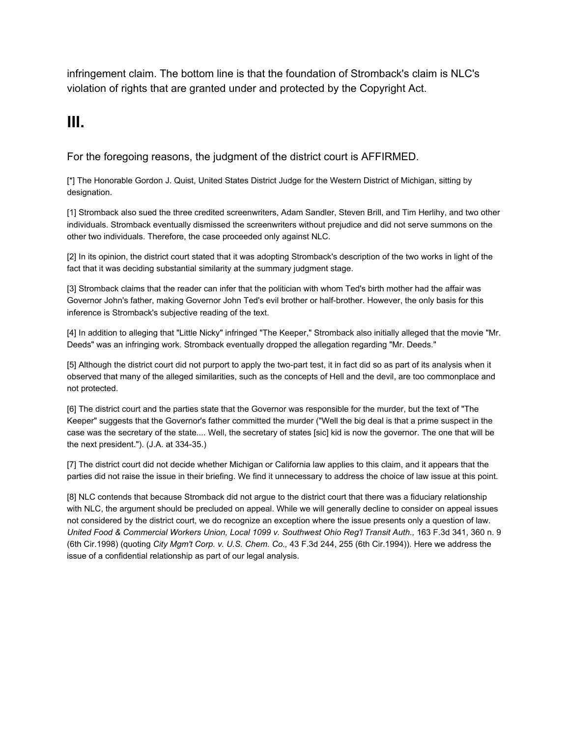infringement claim. The bottom line is that the foundation of Stromback's claim is NLC's violation of rights that are granted under and protected by the Copyright Act.

# III.

For the foregoing reasons, the judgment of the district court is AFFIRMED.

[*] The Honorable Gordon J. Quist, United States District Judge for the Western District of Michigan, sitting by designation.

[1] Stromback also sued the three credited screenwriters, Adam Sandler, Steven Brill, and Tim Herlihy, and two other individuals. Stromback eventually dismissed the screenwriters without prejudice and did not serve summons on the other two individuals. Therefore, the case proceeded only against NLC.

[2] In its opinion, the district court stated that it was adopting Stromback's description of the two works in light of the fact that it was deciding substantial similarity at the summary judgment stage.

[3] Stromback claims that the reader can infer that the politician with whom Ted's birth mother had the affair was Governor John's father, making Governor John Ted's evil brother or half-brother. However, the only basis for this inference is Stromback's subjective reading of the text.

[4] In addition to alleging that "Little Nicky" infringed "The Keeper," Stromback also initially alleged that the movie "Mr. Deeds" was an infringing work. Stromback eventually dropped the allegation regarding "Mr. Deeds."

[5] Although the district court did not purport to apply the two-part test, it in fact did so as part of its analysis when it observed that many of the alleged similarities, such as the concepts of Hell and the devil, are too commonplace and not protected.

[6] The district court and the parties state that the Governor was responsible for the murder, but the text of "The Keeper" suggests that the Governor's father committed the murder ("Well the big deal is that a prime suspect in the case was the secretary of the state.... Well, the secretary of states [sic] kid is now the governor. The one that will be the next president."). (J.A. at 334-35.)

[7] The district court did not decide whether Michigan or California law applies to this claim, and it appears that the parties did not raise the issue in their briefing. We find it unnecessary to address the choice of law issue at this point.

[8] NLC contends that because Stromback did not argue to the district court that there was a fiduciary relationship with NLC, the argument should be precluded on appeal. While we will generally decline to consider on appeal issues not considered by the district court, we do recognize an exception where the issue presents only a question of law. *United Food & Commercial Workers Union, Local 1099 v. Southwest Ohio Reg'l Transit Auth.,* 163 F.3d 341, 360 n. 9 (6th Cir.1998) (quoting *City Mgm't Corp. v. U.S. Chem. Co.,* 43 F.3d 244, 255 (6th Cir.1994)). Here we address the issue of a confidential relationship as part of our legal analysis.